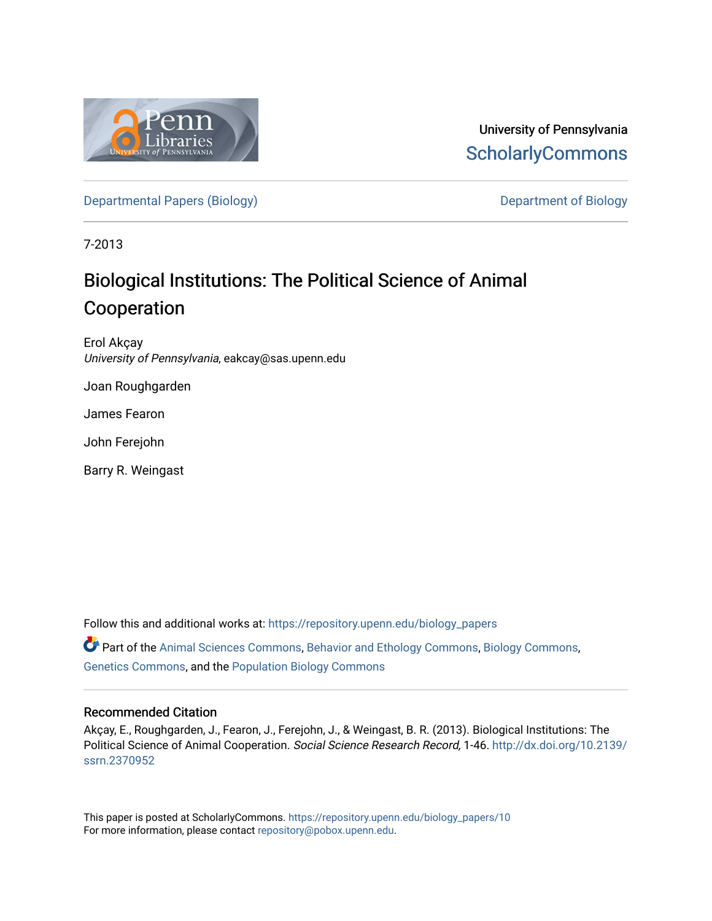University of Pennsylvania
ScholarlyCommons

Departmental Papers (Biology) — Department of Biology

7-2013

# Biological Institutions: The Political Science of Animal Cooperation

Erol Akçay
*University of Pennsylvania*, eakcay@sas.upenn.edu

Joan Roughgarden

James Fearon

John Ferejohn

Barry R. Weingast

Follow this and additional works at: https://repository.upenn.edu/biology_papers

Part of the Animal Sciences Commons, Behavior and Ethology Commons, Biology Commons, Genetics Commons, and the Population Biology Commons

## Recommended Citation

Akçay, E., Roughgarden, J., Fearon, J., Ferejohn, J., & Weingast, B. R. (2013). Biological Institutions: The Political Science of Animal Cooperation. *Social Science Research Record,* 1-46. http://dx.doi.org/10.2139/ssrn.2370952

This paper is posted at ScholarlyCommons. https://repository.upenn.edu/biology_papers/10
For more information, please contact repository@pobox.upenn.edu.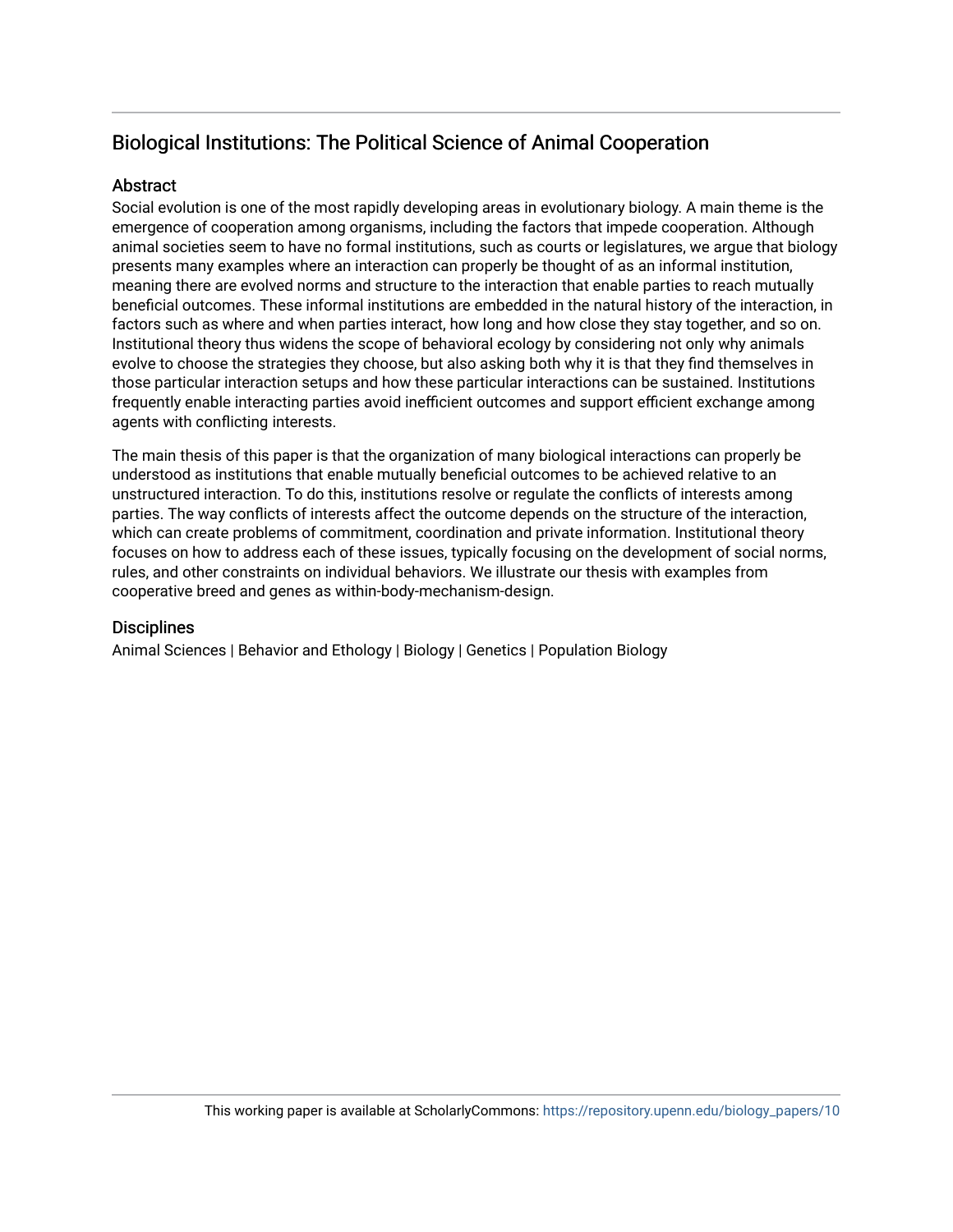## Biological Institutions: The Political Science of Animal Cooperation

### Abstract

Social evolution is one of the most rapidly developing areas in evolutionary biology. A main theme is the emergence of cooperation among organisms, including the factors that impede cooperation. Although animal societies seem to have no formal institutions, such as courts or legislatures, we argue that biology presents many examples where an interaction can properly be thought of as an informal institution, meaning there are evolved norms and structure to the interaction that enable parties to reach mutually beneficial outcomes. These informal institutions are embedded in the natural history of the interaction, in factors such as where and when parties interact, how long and how close they stay together, and so on. Institutional theory thus widens the scope of behavioral ecology by considering not only why animals evolve to choose the strategies they choose, but also asking both why it is that they find themselves in those particular interaction setups and how these particular interactions can be sustained. Institutions frequently enable interacting parties avoid inefficient outcomes and support efficient exchange among agents with conflicting interests.

The main thesis of this paper is that the organization of many biological interactions can properly be understood as institutions that enable mutually beneficial outcomes to be achieved relative to an unstructured interaction. To do this, institutions resolve or regulate the conflicts of interests among parties. The way conflicts of interests affect the outcome depends on the structure of the interaction, which can create problems of commitment, coordination and private information. Institutional theory focuses on how to address each of these issues, typically focusing on the development of social norms, rules, and other constraints on individual behaviors. We illustrate our thesis with examples from cooperative breed and genes as within-body-mechanism-design.

### Disciplines

Animal Sciences | Behavior and Ethology | Biology | Genetics | Population Biology

This working paper is available at ScholarlyCommons: https://repository.upenn.edu/biology_papers/10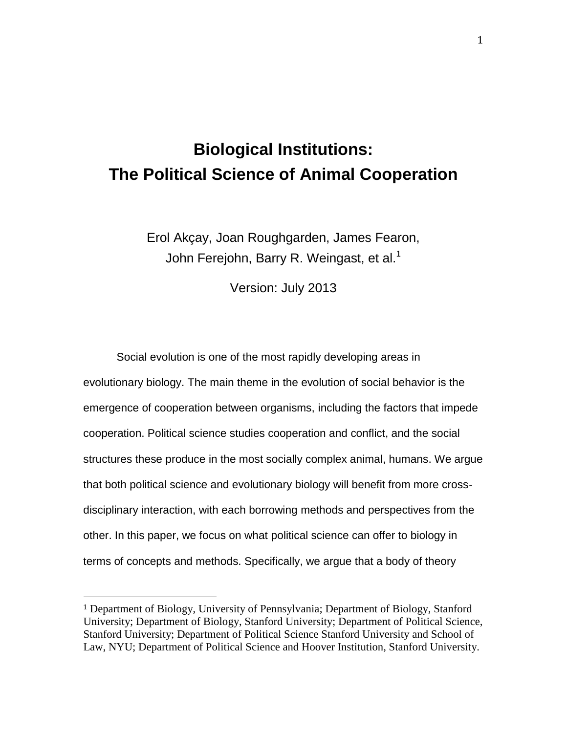# Biological Institutions:
# The Political Science of Animal Cooperation

Erol Akçay, Joan Roughgarden, James Fearon, John Ferejohn, Barry R. Weingast, et al.[1]

Version: July 2013

Social evolution is one of the most rapidly developing areas in evolutionary biology. The main theme in the evolution of social behavior is the emergence of cooperation between organisms, including the factors that impede cooperation. Political science studies cooperation and conflict, and the social structures these produce in the most socially complex animal, humans. We argue that both political science and evolutionary biology will benefit from more cross-disciplinary interaction, with each borrowing methods and perspectives from the other. In this paper, we focus on what political science can offer to biology in terms of concepts and methods. Specifically, we argue that a body of theory

[1] Department of Biology, University of Pennsylvania; Department of Biology, Stanford University; Department of Biology, Stanford University; Department of Political Science, Stanford University; Department of Political Science Stanford University and School of Law, NYU; Department of Political Science and Hoover Institution, Stanford University.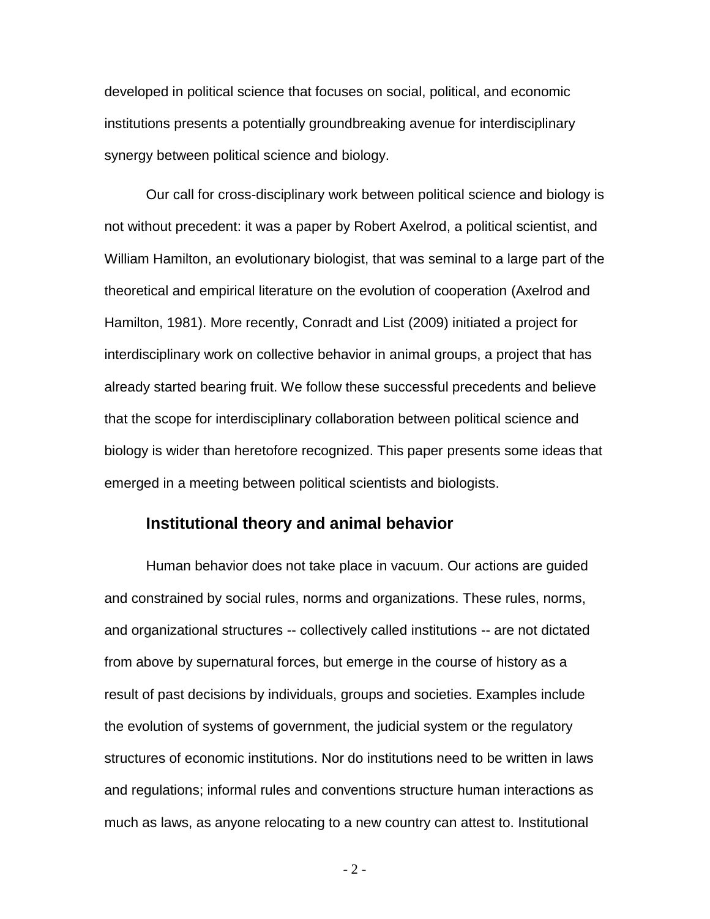developed in political science that focuses on social, political, and economic institutions presents a potentially groundbreaking avenue for interdisciplinary synergy between political science and biology.

Our call for cross-disciplinary work between political science and biology is not without precedent: it was a paper by Robert Axelrod, a political scientist, and William Hamilton, an evolutionary biologist, that was seminal to a large part of the theoretical and empirical literature on the evolution of cooperation (Axelrod and Hamilton, 1981). More recently, Conradt and List (2009) initiated a project for interdisciplinary work on collective behavior in animal groups, a project that has already started bearing fruit. We follow these successful precedents and believe that the scope for interdisciplinary collaboration between political science and biology is wider than heretofore recognized. This paper presents some ideas that emerged in a meeting between political scientists and biologists.

## Institutional theory and animal behavior

Human behavior does not take place in vacuum. Our actions are guided and constrained by social rules, norms and organizations. These rules, norms, and organizational structures -- collectively called institutions -- are not dictated from above by supernatural forces, but emerge in the course of history as a result of past decisions by individuals, groups and societies. Examples include the evolution of systems of government, the judicial system or the regulatory structures of economic institutions. Nor do institutions need to be written in laws and regulations; informal rules and conventions structure human interactions as much as laws, as anyone relocating to a new country can attest to. Institutional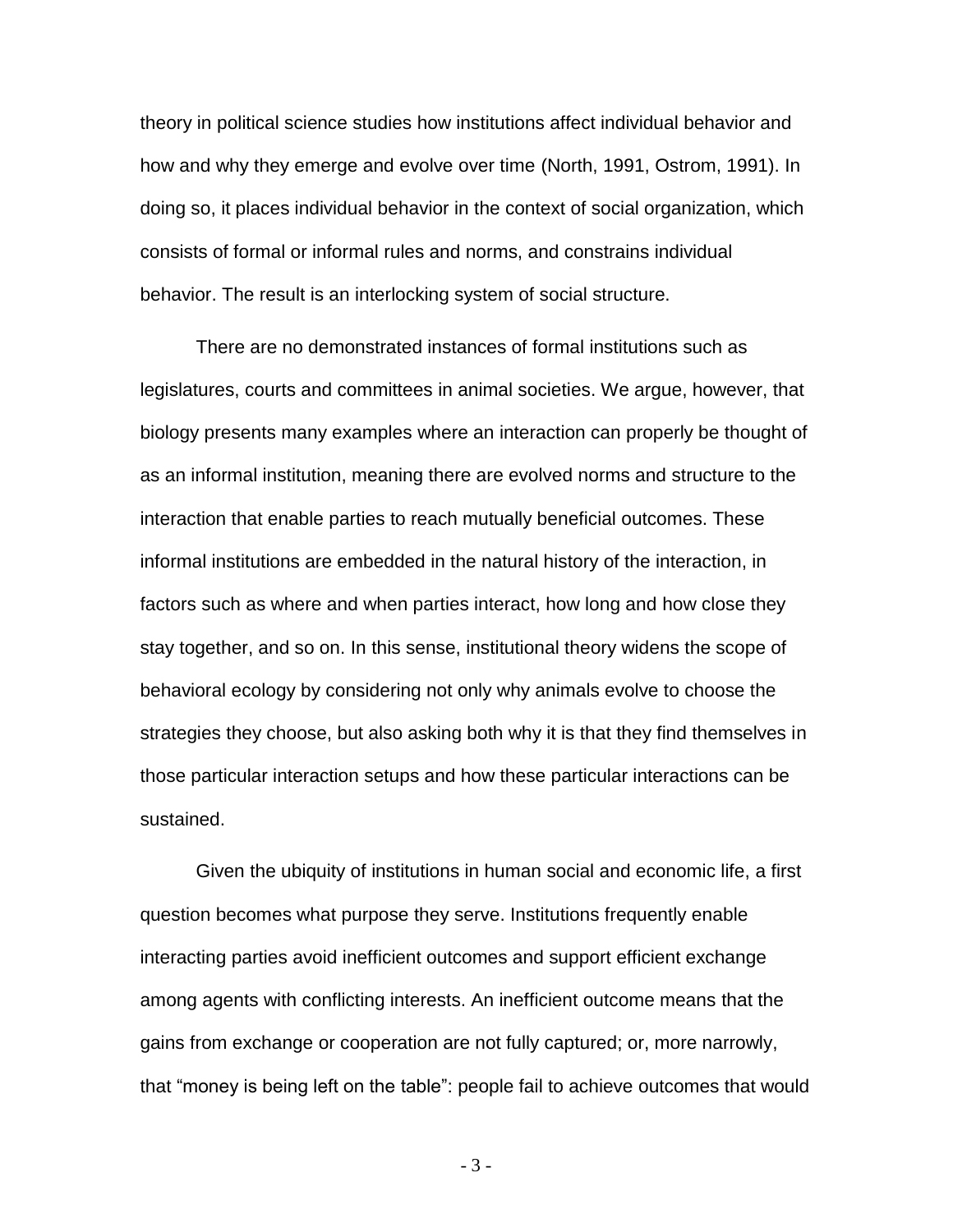theory in political science studies how institutions affect individual behavior and how and why they emerge and evolve over time (North, 1991, Ostrom, 1991). In doing so, it places individual behavior in the context of social organization, which consists of formal or informal rules and norms, and constrains individual behavior. The result is an interlocking system of social structure.

There are no demonstrated instances of formal institutions such as legislatures, courts and committees in animal societies. We argue, however, that biology presents many examples where an interaction can properly be thought of as an informal institution, meaning there are evolved norms and structure to the interaction that enable parties to reach mutually beneficial outcomes. These informal institutions are embedded in the natural history of the interaction, in factors such as where and when parties interact, how long and how close they stay together, and so on. In this sense, institutional theory widens the scope of behavioral ecology by considering not only why animals evolve to choose the strategies they choose, but also asking both why it is that they find themselves in those particular interaction setups and how these particular interactions can be sustained.

Given the ubiquity of institutions in human social and economic life, a first question becomes what purpose they serve. Institutions frequently enable interacting parties avoid inefficient outcomes and support efficient exchange among agents with conflicting interests. An inefficient outcome means that the gains from exchange or cooperation are not fully captured; or, more narrowly, that "money is being left on the table": people fail to achieve outcomes that would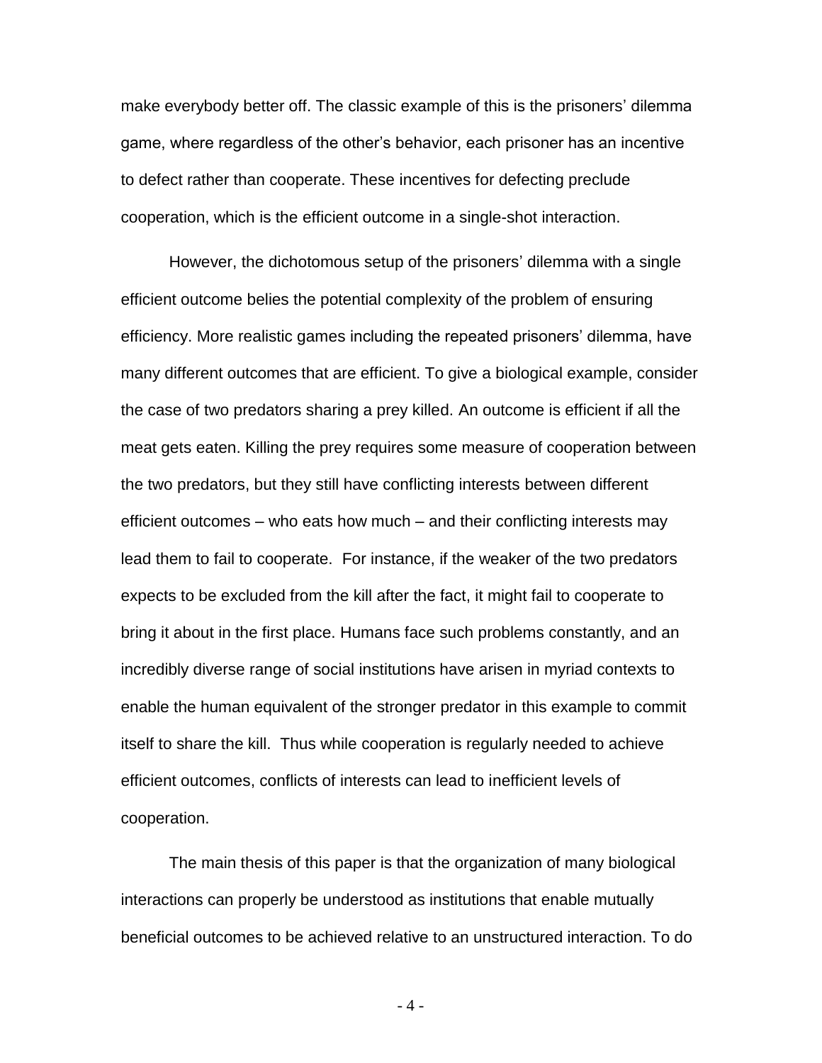make everybody better off. The classic example of this is the prisoners' dilemma game, where regardless of the other's behavior, each prisoner has an incentive to defect rather than cooperate. These incentives for defecting preclude cooperation, which is the efficient outcome in a single-shot interaction.

However, the dichotomous setup of the prisoners' dilemma with a single efficient outcome belies the potential complexity of the problem of ensuring efficiency. More realistic games including the repeated prisoners' dilemma, have many different outcomes that are efficient. To give a biological example, consider the case of two predators sharing a prey killed. An outcome is efficient if all the meat gets eaten. Killing the prey requires some measure of cooperation between the two predators, but they still have conflicting interests between different efficient outcomes – who eats how much – and their conflicting interests may lead them to fail to cooperate. For instance, if the weaker of the two predators expects to be excluded from the kill after the fact, it might fail to cooperate to bring it about in the first place. Humans face such problems constantly, and an incredibly diverse range of social institutions have arisen in myriad contexts to enable the human equivalent of the stronger predator in this example to commit itself to share the kill. Thus while cooperation is regularly needed to achieve efficient outcomes, conflicts of interests can lead to inefficient levels of cooperation.

The main thesis of this paper is that the organization of many biological interactions can properly be understood as institutions that enable mutually beneficial outcomes to be achieved relative to an unstructured interaction. To do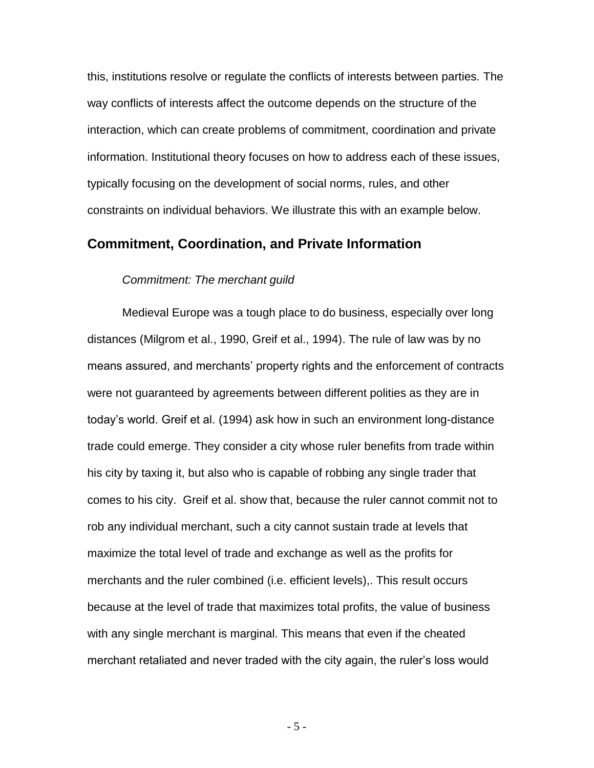this, institutions resolve or regulate the conflicts of interests between parties. The way conflicts of interests affect the outcome depends on the structure of the interaction, which can create problems of commitment, coordination and private information. Institutional theory focuses on how to address each of these issues, typically focusing on the development of social norms, rules, and other constraints on individual behaviors. We illustrate this with an example below.

## Commitment, Coordination, and Private Information

*Commitment: The merchant guild*

Medieval Europe was a tough place to do business, especially over long distances (Milgrom et al., 1990, Greif et al., 1994). The rule of law was by no means assured, and merchants' property rights and the enforcement of contracts were not guaranteed by agreements between different polities as they are in today's world. Greif et al. (1994) ask how in such an environment long-distance trade could emerge. They consider a city whose ruler benefits from trade within his city by taxing it, but also who is capable of robbing any single trader that comes to his city. Greif et al. show that, because the ruler cannot commit not to rob any individual merchant, such a city cannot sustain trade at levels that maximize the total level of trade and exchange as well as the profits for merchants and the ruler combined (i.e. efficient levels),. This result occurs because at the level of trade that maximizes total profits, the value of business with any single merchant is marginal. This means that even if the cheated merchant retaliated and never traded with the city again, the ruler's loss would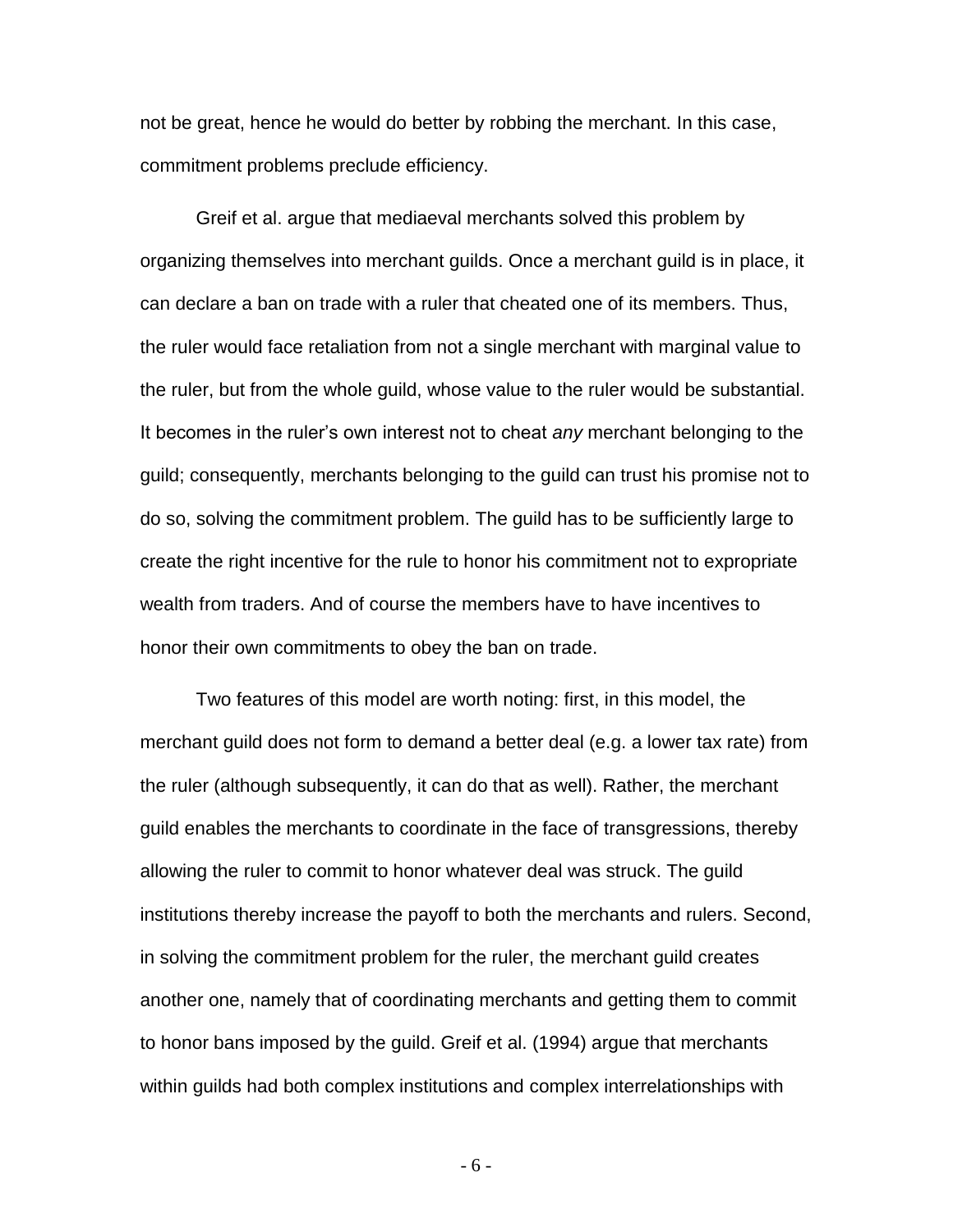not be great, hence he would do better by robbing the merchant. In this case, commitment problems preclude efficiency.

Greif et al. argue that mediaeval merchants solved this problem by organizing themselves into merchant guilds. Once a merchant guild is in place, it can declare a ban on trade with a ruler that cheated one of its members. Thus, the ruler would face retaliation from not a single merchant with marginal value to the ruler, but from the whole guild, whose value to the ruler would be substantial. It becomes in the ruler's own interest not to cheat *any* merchant belonging to the guild; consequently, merchants belonging to the guild can trust his promise not to do so, solving the commitment problem. The guild has to be sufficiently large to create the right incentive for the rule to honor his commitment not to expropriate wealth from traders. And of course the members have to have incentives to honor their own commitments to obey the ban on trade.

Two features of this model are worth noting: first, in this model, the merchant guild does not form to demand a better deal (e.g. a lower tax rate) from the ruler (although subsequently, it can do that as well). Rather, the merchant guild enables the merchants to coordinate in the face of transgressions, thereby allowing the ruler to commit to honor whatever deal was struck. The guild institutions thereby increase the payoff to both the merchants and rulers. Second, in solving the commitment problem for the ruler, the merchant guild creates another one, namely that of coordinating merchants and getting them to commit to honor bans imposed by the guild. Greif et al. (1994) argue that merchants within guilds had both complex institutions and complex interrelationships with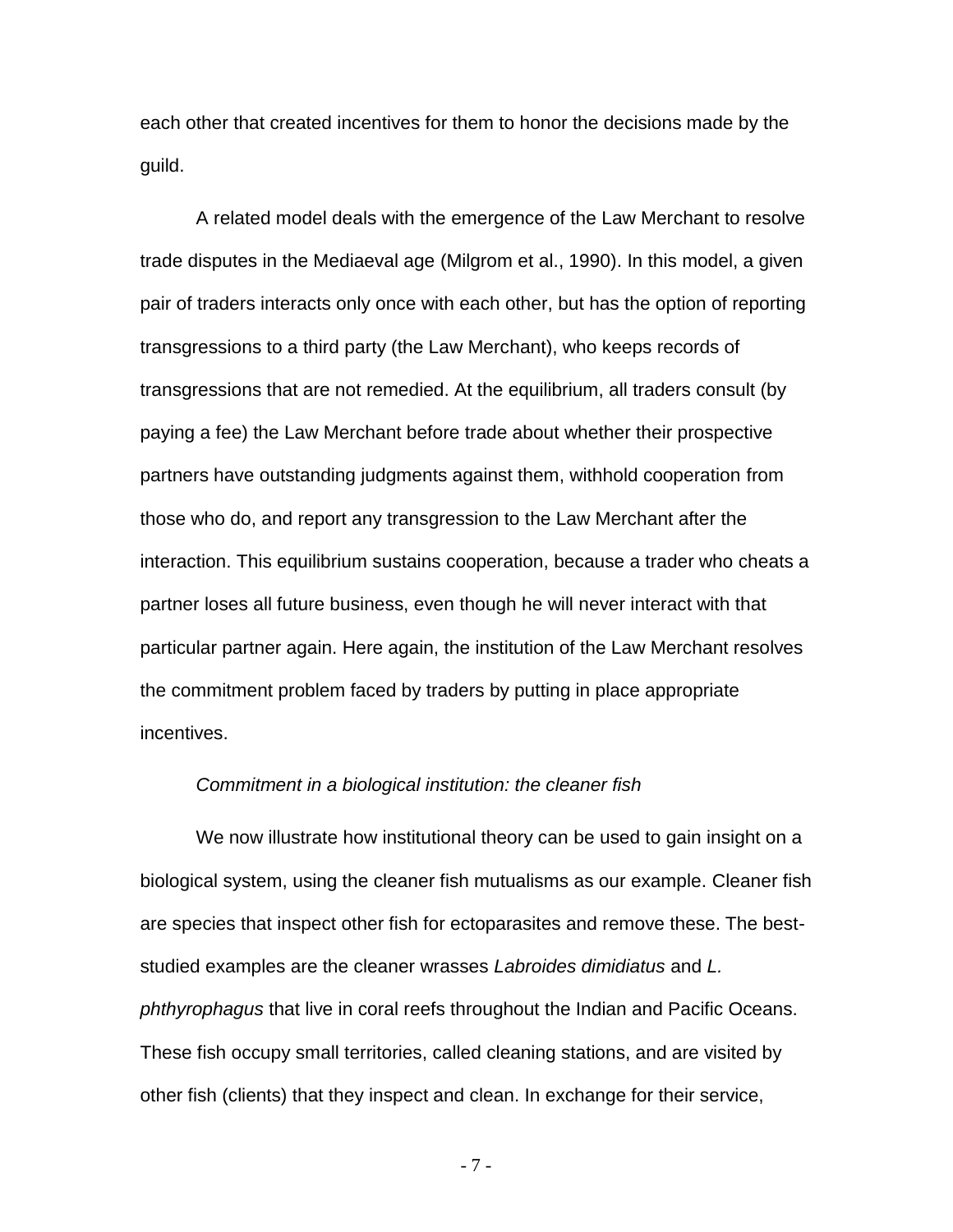each other that created incentives for them to honor the decisions made by the guild.

A related model deals with the emergence of the Law Merchant to resolve trade disputes in the Mediaeval age (Milgrom et al., 1990). In this model, a given pair of traders interacts only once with each other, but has the option of reporting transgressions to a third party (the Law Merchant), who keeps records of transgressions that are not remedied. At the equilibrium, all traders consult (by paying a fee) the Law Merchant before trade about whether their prospective partners have outstanding judgments against them, withhold cooperation from those who do, and report any transgression to the Law Merchant after the interaction. This equilibrium sustains cooperation, because a trader who cheats a partner loses all future business, even though he will never interact with that particular partner again. Here again, the institution of the Law Merchant resolves the commitment problem faced by traders by putting in place appropriate incentives.

*Commitment in a biological institution: the cleaner fish*

We now illustrate how institutional theory can be used to gain insight on a biological system, using the cleaner fish mutualisms as our example. Cleaner fish are species that inspect other fish for ectoparasites and remove these. The best-studied examples are the cleaner wrasses *Labroides dimidiatus* and *L. phthyrophagus* that live in coral reefs throughout the Indian and Pacific Oceans. These fish occupy small territories, called cleaning stations, and are visited by other fish (clients) that they inspect and clean. In exchange for their service,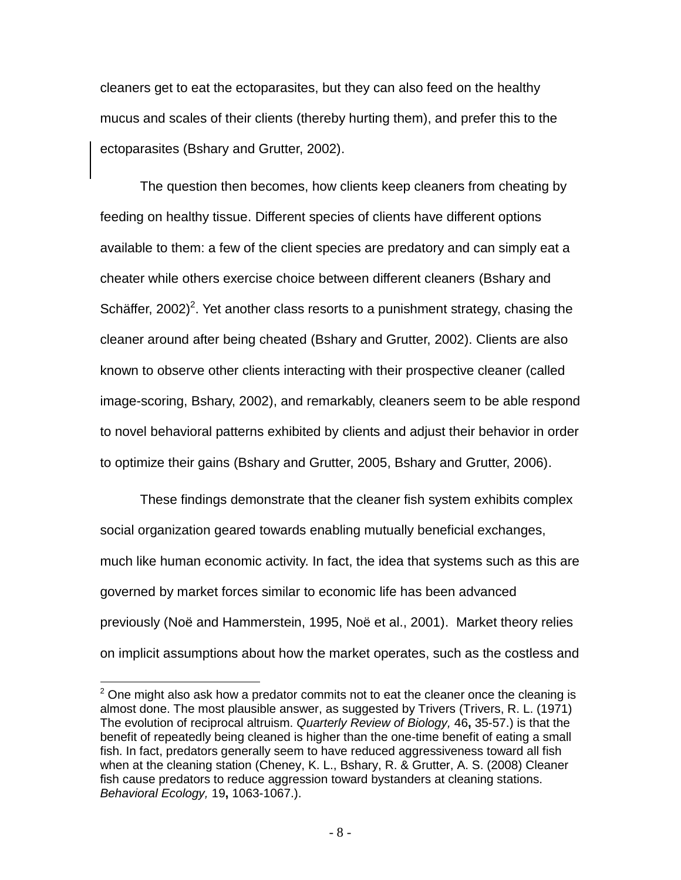cleaners get to eat the ectoparasites, but they can also feed on the healthy mucus and scales of their clients (thereby hurting them), and prefer this to the ectoparasites (Bshary and Grutter, 2002).

The question then becomes, how clients keep cleaners from cheating by feeding on healthy tissue. Different species of clients have different options available to them: a few of the client species are predatory and can simply eat a cheater while others exercise choice between different cleaners (Bshary and Schäffer, 2002)[2]. Yet another class resorts to a punishment strategy, chasing the cleaner around after being cheated (Bshary and Grutter, 2002). Clients are also known to observe other clients interacting with their prospective cleaner (called image-scoring, Bshary, 2002), and remarkably, cleaners seem to be able respond to novel behavioral patterns exhibited by clients and adjust their behavior in order to optimize their gains (Bshary and Grutter, 2005, Bshary and Grutter, 2006).

These findings demonstrate that the cleaner fish system exhibits complex social organization geared towards enabling mutually beneficial exchanges, much like human economic activity. In fact, the idea that systems such as this are governed by market forces similar to economic life has been advanced previously (Noë and Hammerstein, 1995, Noë et al., 2001). Market theory relies on implicit assumptions about how the market operates, such as the costless and

[2] One might also ask how a predator commits not to eat the cleaner once the cleaning is almost done. The most plausible answer, as suggested by Trivers (Trivers, R. L. (1971) The evolution of reciprocal altruism. *Quarterly Review of Biology,* 46**,** 35-57.) is that the benefit of repeatedly being cleaned is higher than the one-time benefit of eating a small fish. In fact, predators generally seem to have reduced aggressiveness toward all fish when at the cleaning station (Cheney, K. L., Bshary, R. & Grutter, A. S. (2008) Cleaner fish cause predators to reduce aggression toward bystanders at cleaning stations. *Behavioral Ecology,* 19**,** 1063-1067.).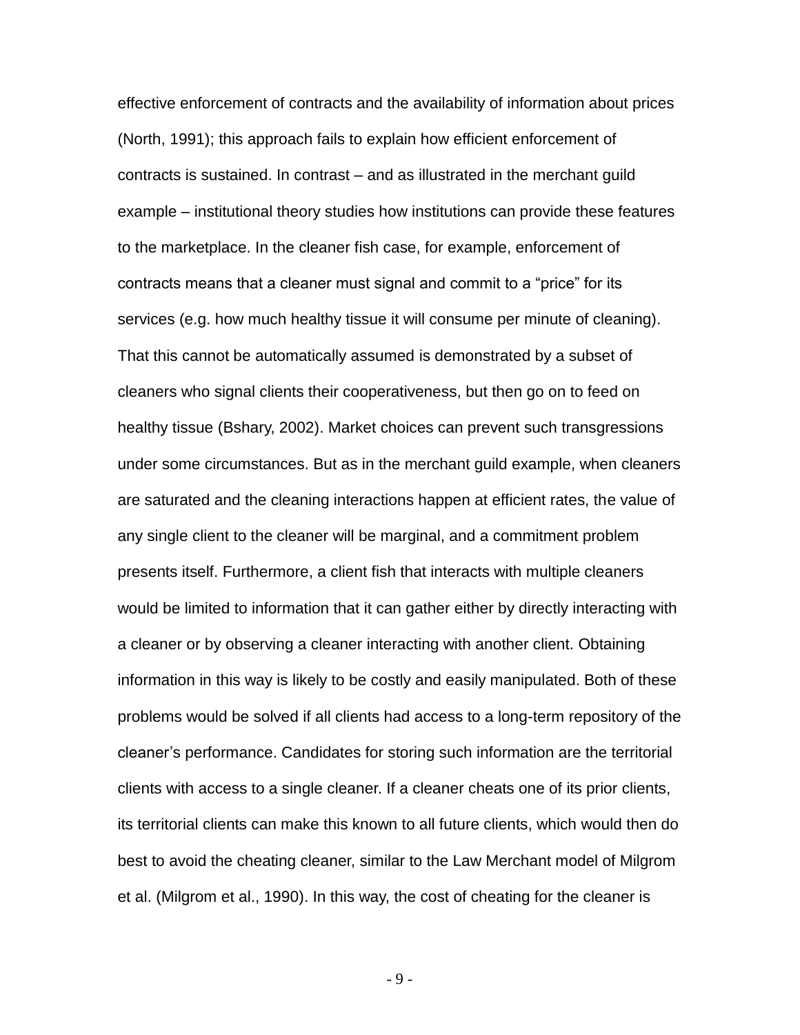effective enforcement of contracts and the availability of information about prices (North, 1991); this approach fails to explain how efficient enforcement of contracts is sustained. In contrast – and as illustrated in the merchant guild example – institutional theory studies how institutions can provide these features to the marketplace. In the cleaner fish case, for example, enforcement of contracts means that a cleaner must signal and commit to a "price" for its services (e.g. how much healthy tissue it will consume per minute of cleaning). That this cannot be automatically assumed is demonstrated by a subset of cleaners who signal clients their cooperativeness, but then go on to feed on healthy tissue (Bshary, 2002). Market choices can prevent such transgressions under some circumstances. But as in the merchant guild example, when cleaners are saturated and the cleaning interactions happen at efficient rates, the value of any single client to the cleaner will be marginal, and a commitment problem presents itself. Furthermore, a client fish that interacts with multiple cleaners would be limited to information that it can gather either by directly interacting with a cleaner or by observing a cleaner interacting with another client. Obtaining information in this way is likely to be costly and easily manipulated. Both of these problems would be solved if all clients had access to a long-term repository of the cleaner's performance. Candidates for storing such information are the territorial clients with access to a single cleaner. If a cleaner cheats one of its prior clients, its territorial clients can make this known to all future clients, which would then do best to avoid the cheating cleaner, similar to the Law Merchant model of Milgrom et al. (Milgrom et al., 1990). In this way, the cost of cheating for the cleaner is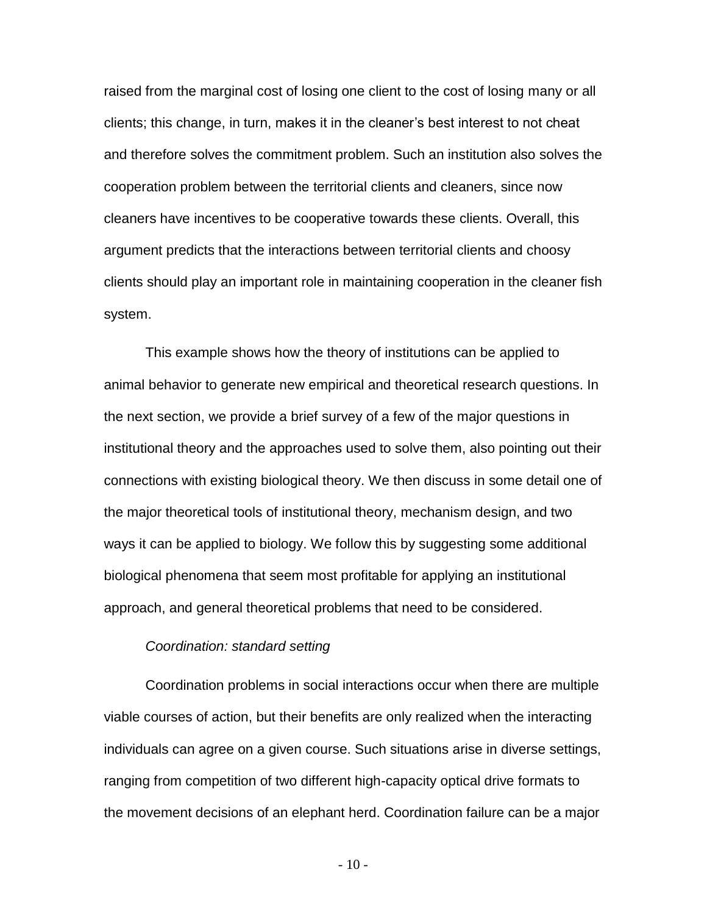raised from the marginal cost of losing one client to the cost of losing many or all clients; this change, in turn, makes it in the cleaner's best interest to not cheat and therefore solves the commitment problem. Such an institution also solves the cooperation problem between the territorial clients and cleaners, since now cleaners have incentives to be cooperative towards these clients. Overall, this argument predicts that the interactions between territorial clients and choosy clients should play an important role in maintaining cooperation in the cleaner fish system.

This example shows how the theory of institutions can be applied to animal behavior to generate new empirical and theoretical research questions. In the next section, we provide a brief survey of a few of the major questions in institutional theory and the approaches used to solve them, also pointing out their connections with existing biological theory. We then discuss in some detail one of the major theoretical tools of institutional theory, mechanism design, and two ways it can be applied to biology. We follow this by suggesting some additional biological phenomena that seem most profitable for applying an institutional approach, and general theoretical problems that need to be considered.

*Coordination: standard setting*

Coordination problems in social interactions occur when there are multiple viable courses of action, but their benefits are only realized when the interacting individuals can agree on a given course. Such situations arise in diverse settings, ranging from competition of two different high-capacity optical drive formats to the movement decisions of an elephant herd. Coordination failure can be a major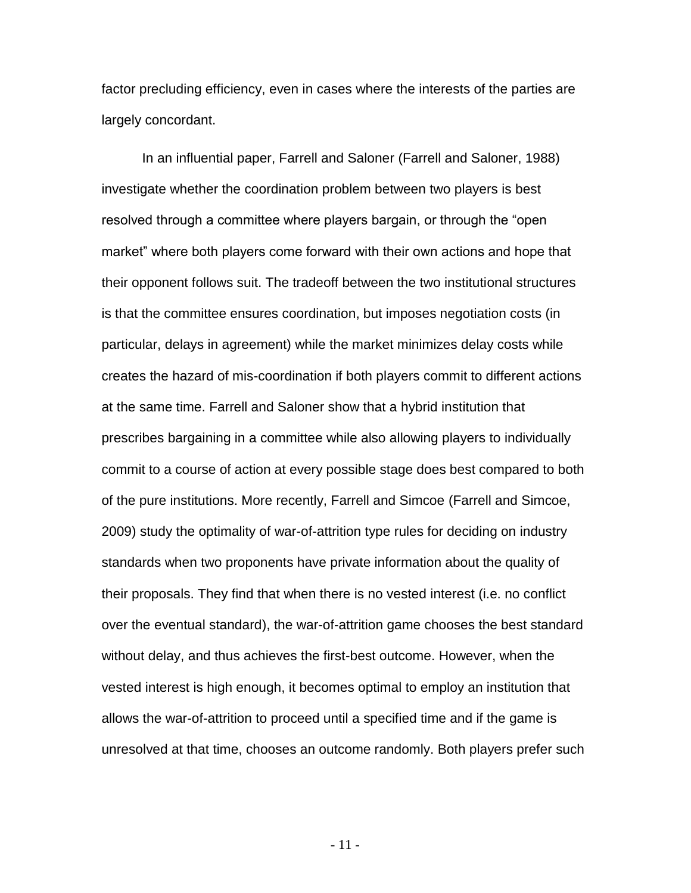factor precluding efficiency, even in cases where the interests of the parties are largely concordant.

In an influential paper, Farrell and Saloner (Farrell and Saloner, 1988) investigate whether the coordination problem between two players is best resolved through a committee where players bargain, or through the "open market" where both players come forward with their own actions and hope that their opponent follows suit. The tradeoff between the two institutional structures is that the committee ensures coordination, but imposes negotiation costs (in particular, delays in agreement) while the market minimizes delay costs while creates the hazard of mis-coordination if both players commit to different actions at the same time. Farrell and Saloner show that a hybrid institution that prescribes bargaining in a committee while also allowing players to individually commit to a course of action at every possible stage does best compared to both of the pure institutions. More recently, Farrell and Simcoe (Farrell and Simcoe, 2009) study the optimality of war-of-attrition type rules for deciding on industry standards when two proponents have private information about the quality of their proposals. They find that when there is no vested interest (i.e. no conflict over the eventual standard), the war-of-attrition game chooses the best standard without delay, and thus achieves the first-best outcome. However, when the vested interest is high enough, it becomes optimal to employ an institution that allows the war-of-attrition to proceed until a specified time and if the game is unresolved at that time, chooses an outcome randomly. Both players prefer such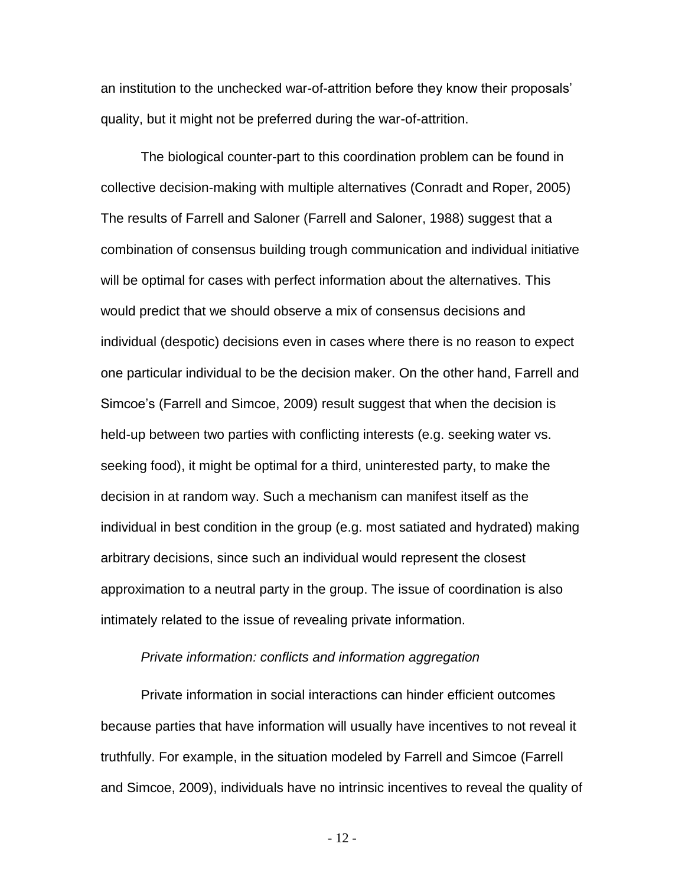an institution to the unchecked war-of-attrition before they know their proposals' quality, but it might not be preferred during the war-of-attrition.

The biological counter-part to this coordination problem can be found in collective decision-making with multiple alternatives (Conradt and Roper, 2005) The results of Farrell and Saloner (Farrell and Saloner, 1988) suggest that a combination of consensus building trough communication and individual initiative will be optimal for cases with perfect information about the alternatives. This would predict that we should observe a mix of consensus decisions and individual (despotic) decisions even in cases where there is no reason to expect one particular individual to be the decision maker. On the other hand, Farrell and Simcoe's (Farrell and Simcoe, 2009) result suggest that when the decision is held-up between two parties with conflicting interests (e.g. seeking water vs. seeking food), it might be optimal for a third, uninterested party, to make the decision in at random way. Such a mechanism can manifest itself as the individual in best condition in the group (e.g. most satiated and hydrated) making arbitrary decisions, since such an individual would represent the closest approximation to a neutral party in the group. The issue of coordination is also intimately related to the issue of revealing private information.

*Private information: conflicts and information aggregation*

Private information in social interactions can hinder efficient outcomes because parties that have information will usually have incentives to not reveal it truthfully. For example, in the situation modeled by Farrell and Simcoe (Farrell and Simcoe, 2009), individuals have no intrinsic incentives to reveal the quality of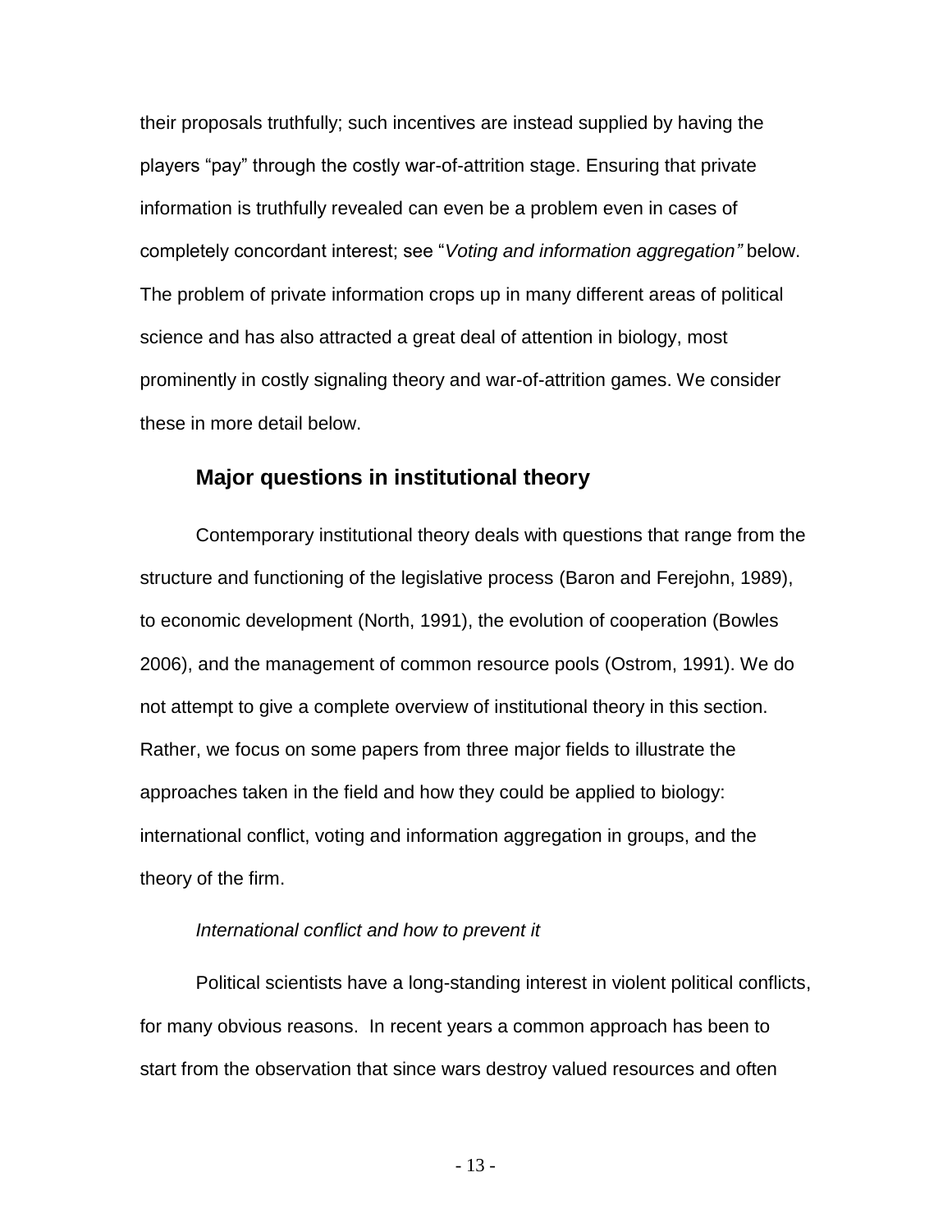their proposals truthfully; such incentives are instead supplied by having the players “pay” through the costly war-of-attrition stage. Ensuring that private information is truthfully revealed can even be a problem even in cases of completely concordant interest; see “*Voting and information aggregation”* below. The problem of private information crops up in many different areas of political science and has also attracted a great deal of attention in biology, most prominently in costly signaling theory and war-of-attrition games. We consider these in more detail below.

## Major questions in institutional theory

Contemporary institutional theory deals with questions that range from the structure and functioning of the legislative process (Baron and Ferejohn, 1989), to economic development (North, 1991), the evolution of cooperation (Bowles 2006), and the management of common resource pools (Ostrom, 1991). We do not attempt to give a complete overview of institutional theory in this section. Rather, we focus on some papers from three major fields to illustrate the approaches taken in the field and how they could be applied to biology: international conflict, voting and information aggregation in groups, and the theory of the firm.

### *International conflict and how to prevent it*

Political scientists have a long-standing interest in violent political conflicts, for many obvious reasons. In recent years a common approach has been to start from the observation that since wars destroy valued resources and often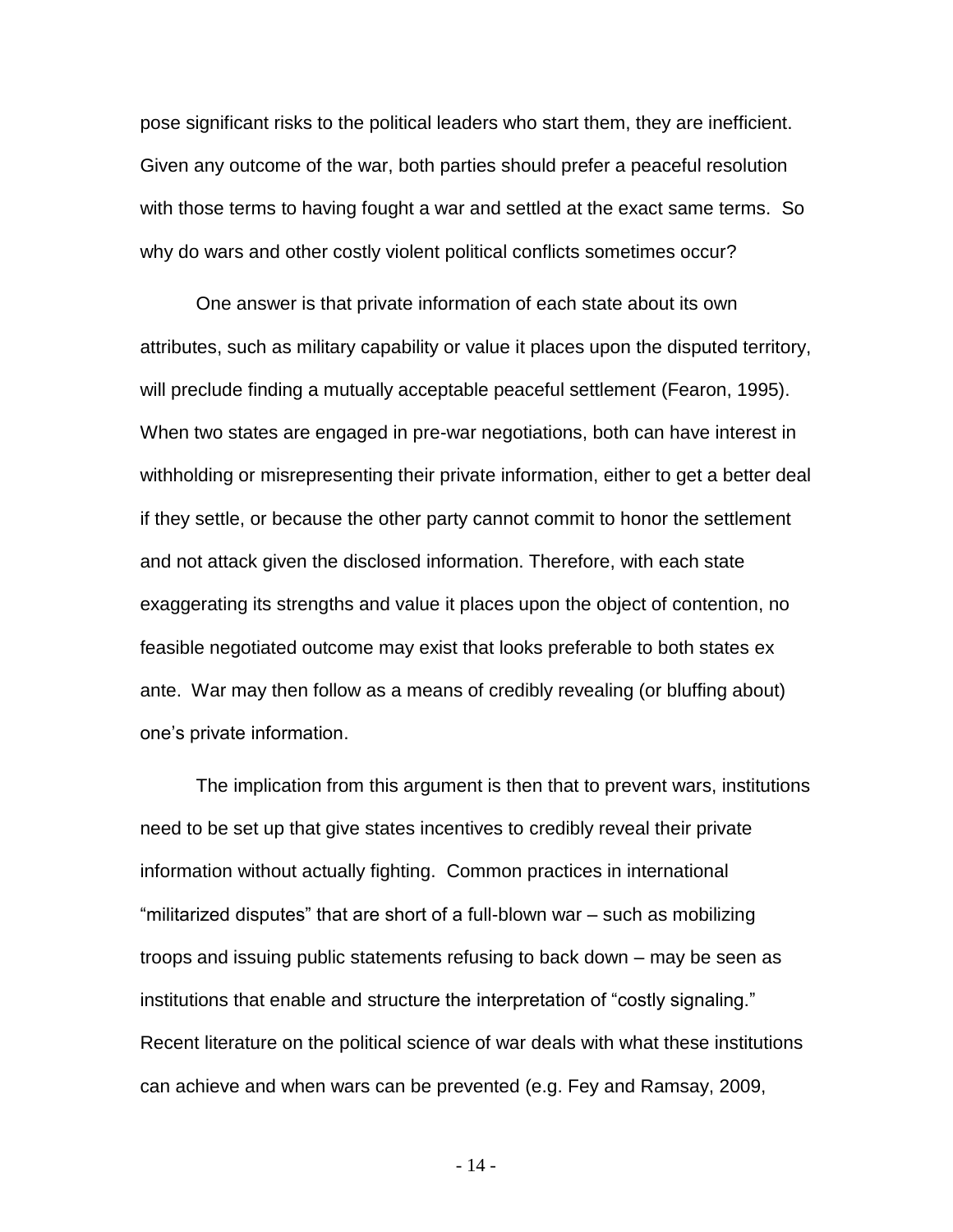pose significant risks to the political leaders who start them, they are inefficient. Given any outcome of the war, both parties should prefer a peaceful resolution with those terms to having fought a war and settled at the exact same terms. So why do wars and other costly violent political conflicts sometimes occur?

One answer is that private information of each state about its own attributes, such as military capability or value it places upon the disputed territory, will preclude finding a mutually acceptable peaceful settlement (Fearon, 1995). When two states are engaged in pre-war negotiations, both can have interest in withholding or misrepresenting their private information, either to get a better deal if they settle, or because the other party cannot commit to honor the settlement and not attack given the disclosed information. Therefore, with each state exaggerating its strengths and value it places upon the object of contention, no feasible negotiated outcome may exist that looks preferable to both states ex ante. War may then follow as a means of credibly revealing (or bluffing about) one's private information.

The implication from this argument is then that to prevent wars, institutions need to be set up that give states incentives to credibly reveal their private information without actually fighting. Common practices in international "militarized disputes" that are short of a full-blown war – such as mobilizing troops and issuing public statements refusing to back down – may be seen as institutions that enable and structure the interpretation of "costly signaling." Recent literature on the political science of war deals with what these institutions can achieve and when wars can be prevented (e.g. Fey and Ramsay, 2009,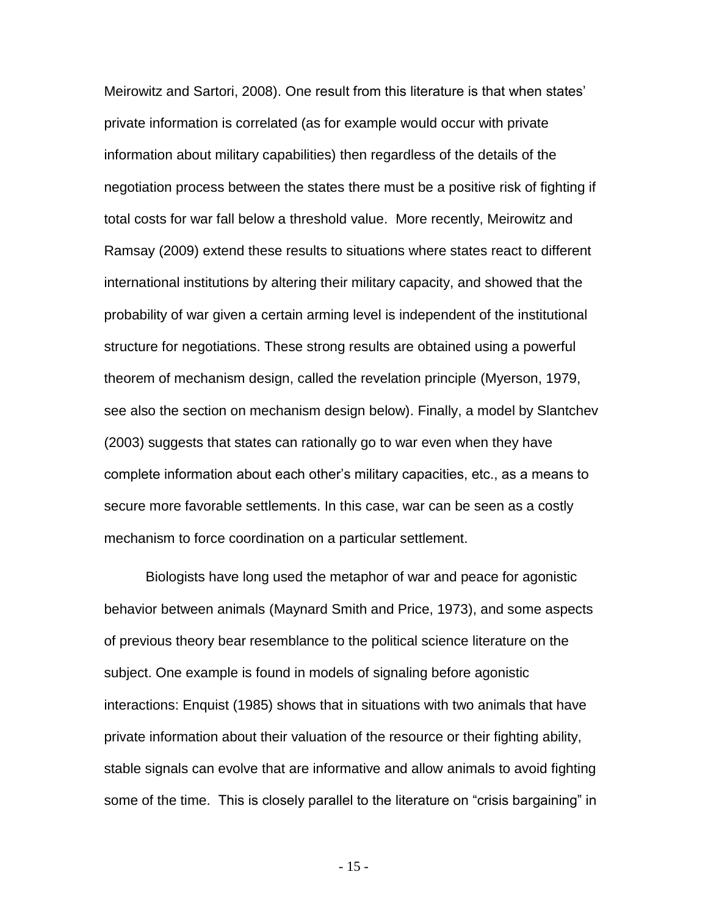Meirowitz and Sartori, 2008). One result from this literature is that when states' private information is correlated (as for example would occur with private information about military capabilities) then regardless of the details of the negotiation process between the states there must be a positive risk of fighting if total costs for war fall below a threshold value. More recently, Meirowitz and Ramsay (2009) extend these results to situations where states react to different international institutions by altering their military capacity, and showed that the probability of war given a certain arming level is independent of the institutional structure for negotiations. These strong results are obtained using a powerful theorem of mechanism design, called the revelation principle (Myerson, 1979, see also the section on mechanism design below). Finally, a model by Slantchev (2003) suggests that states can rationally go to war even when they have complete information about each other's military capacities, etc., as a means to secure more favorable settlements. In this case, war can be seen as a costly mechanism to force coordination on a particular settlement.

Biologists have long used the metaphor of war and peace for agonistic behavior between animals (Maynard Smith and Price, 1973), and some aspects of previous theory bear resemblance to the political science literature on the subject. One example is found in models of signaling before agonistic interactions: Enquist (1985) shows that in situations with two animals that have private information about their valuation of the resource or their fighting ability, stable signals can evolve that are informative and allow animals to avoid fighting some of the time. This is closely parallel to the literature on "crisis bargaining" in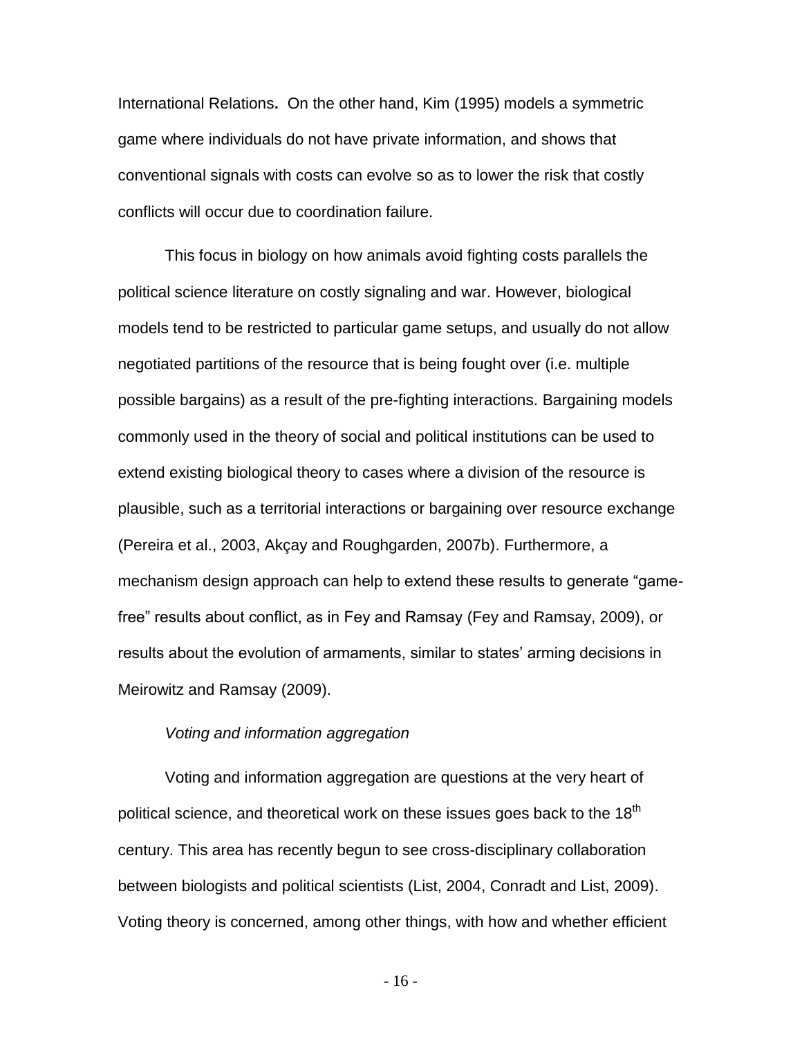International Relations**.** On the other hand, Kim (1995) models a symmetric game where individuals do not have private information, and shows that conventional signals with costs can evolve so as to lower the risk that costly conflicts will occur due to coordination failure.

This focus in biology on how animals avoid fighting costs parallels the political science literature on costly signaling and war. However, biological models tend to be restricted to particular game setups, and usually do not allow negotiated partitions of the resource that is being fought over (i.e. multiple possible bargains) as a result of the pre-fighting interactions. Bargaining models commonly used in the theory of social and political institutions can be used to extend existing biological theory to cases where a division of the resource is plausible, such as a territorial interactions or bargaining over resource exchange (Pereira et al., 2003, Akçay and Roughgarden, 2007b). Furthermore, a mechanism design approach can help to extend these results to generate "game-free" results about conflict, as in Fey and Ramsay (Fey and Ramsay, 2009), or results about the evolution of armaments, similar to states' arming decisions in Meirowitz and Ramsay (2009).

*Voting and information aggregation*

Voting and information aggregation are questions at the very heart of political science, and theoretical work on these issues goes back to the 18th century. This area has recently begun to see cross-disciplinary collaboration between biologists and political scientists (List, 2004, Conradt and List, 2009). Voting theory is concerned, among other things, with how and whether efficient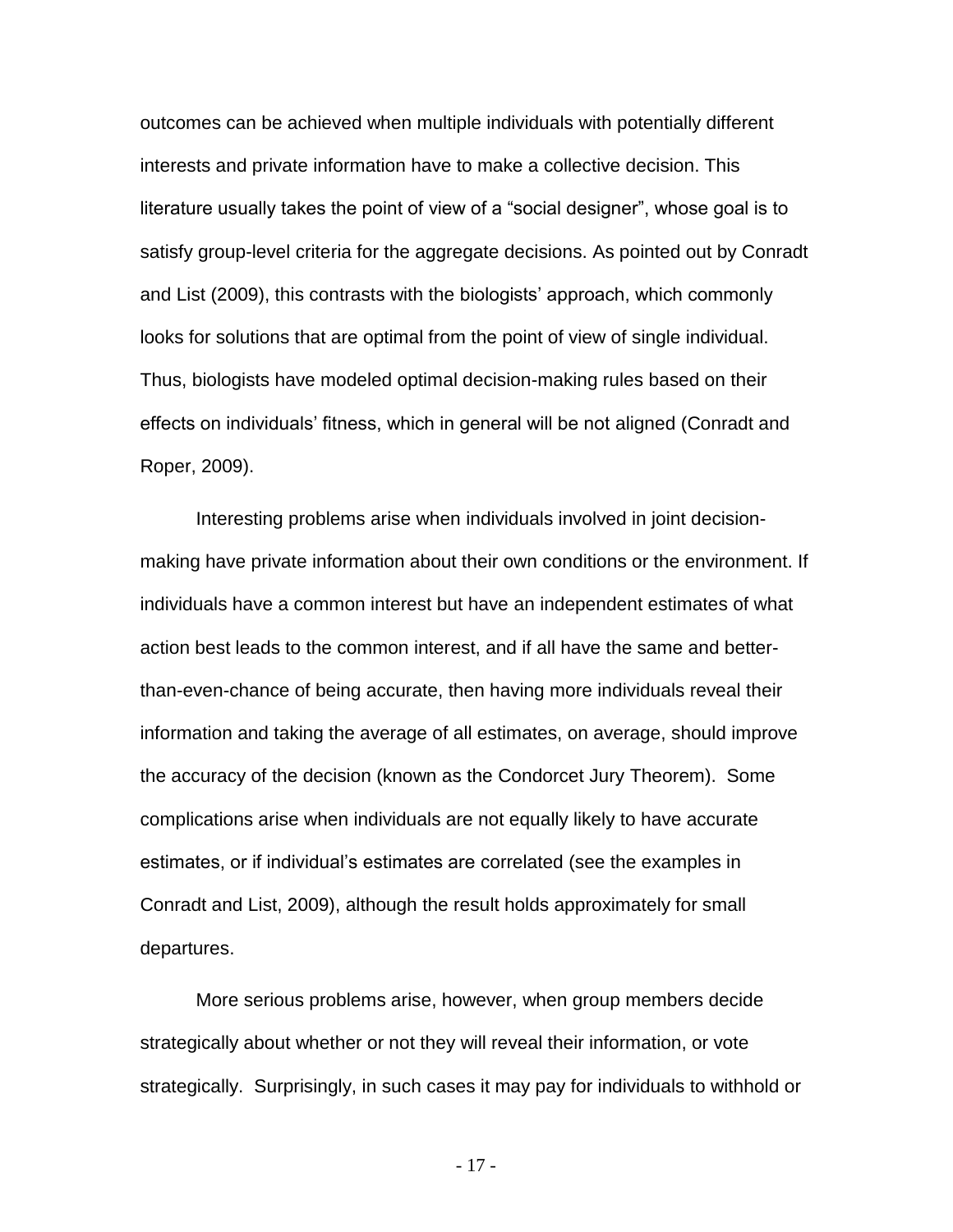outcomes can be achieved when multiple individuals with potentially different interests and private information have to make a collective decision. This literature usually takes the point of view of a "social designer", whose goal is to satisfy group-level criteria for the aggregate decisions. As pointed out by Conradt and List (2009), this contrasts with the biologists' approach, which commonly looks for solutions that are optimal from the point of view of single individual. Thus, biologists have modeled optimal decision-making rules based on their effects on individuals' fitness, which in general will be not aligned (Conradt and Roper, 2009).

Interesting problems arise when individuals involved in joint decision-making have private information about their own conditions or the environment. If individuals have a common interest but have an independent estimates of what action best leads to the common interest, and if all have the same and better-than-even-chance of being accurate, then having more individuals reveal their information and taking the average of all estimates, on average, should improve the accuracy of the decision (known as the Condorcet Jury Theorem). Some complications arise when individuals are not equally likely to have accurate estimates, or if individual's estimates are correlated (see the examples in Conradt and List, 2009), although the result holds approximately for small departures.

More serious problems arise, however, when group members decide strategically about whether or not they will reveal their information, or vote strategically. Surprisingly, in such cases it may pay for individuals to withhold or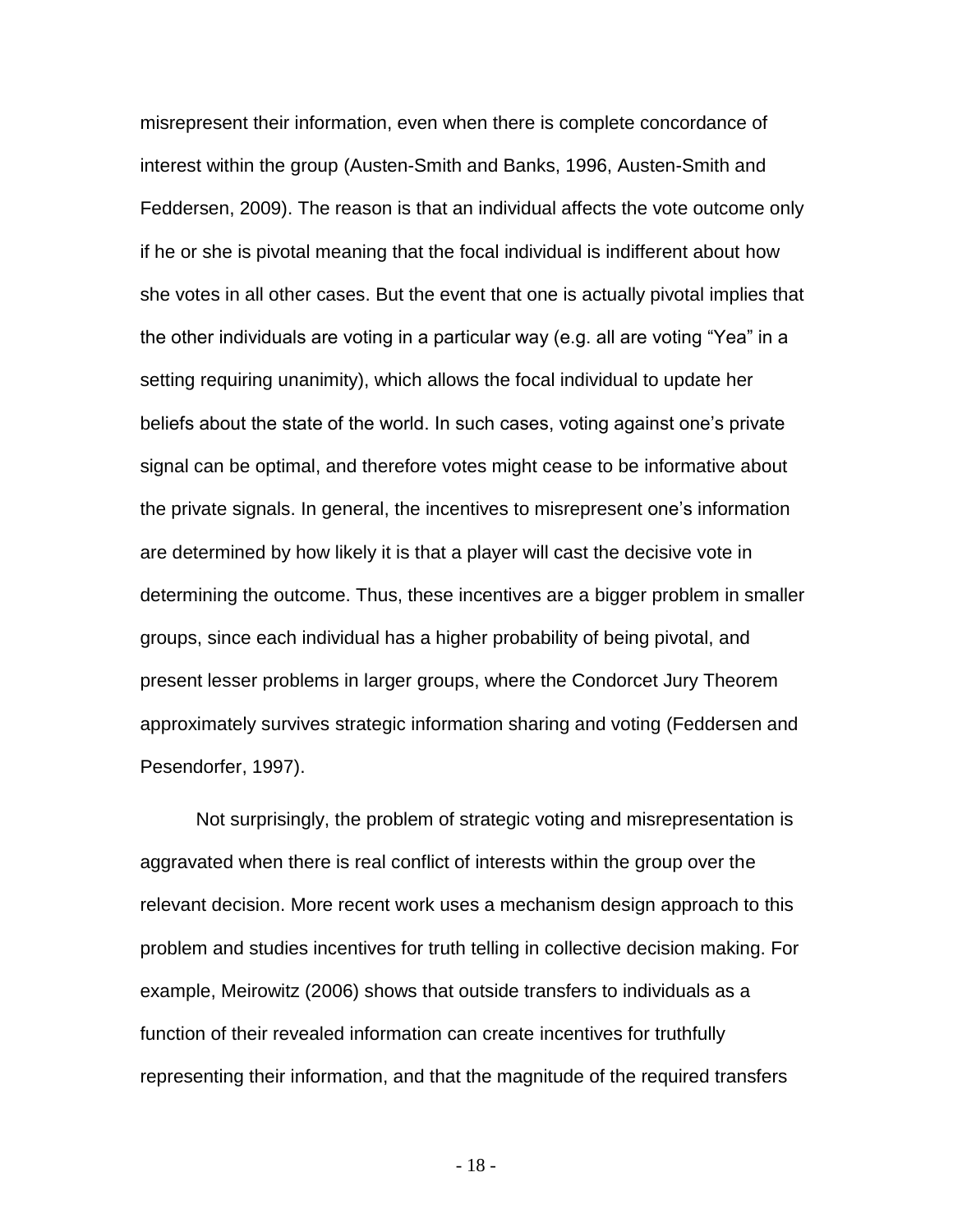misrepresent their information, even when there is complete concordance of interest within the group (Austen-Smith and Banks, 1996, Austen-Smith and Feddersen, 2009). The reason is that an individual affects the vote outcome only if he or she is pivotal meaning that the focal individual is indifferent about how she votes in all other cases. But the event that one is actually pivotal implies that the other individuals are voting in a particular way (e.g. all are voting “Yea” in a setting requiring unanimity), which allows the focal individual to update her beliefs about the state of the world. In such cases, voting against one’s private signal can be optimal, and therefore votes might cease to be informative about the private signals. In general, the incentives to misrepresent one’s information are determined by how likely it is that a player will cast the decisive vote in determining the outcome. Thus, these incentives are a bigger problem in smaller groups, since each individual has a higher probability of being pivotal, and present lesser problems in larger groups, where the Condorcet Jury Theorem approximately survives strategic information sharing and voting (Feddersen and Pesendorfer, 1997).

Not surprisingly, the problem of strategic voting and misrepresentation is aggravated when there is real conflict of interests within the group over the relevant decision. More recent work uses a mechanism design approach to this problem and studies incentives for truth telling in collective decision making. For example, Meirowitz (2006) shows that outside transfers to individuals as a function of their revealed information can create incentives for truthfully representing their information, and that the magnitude of the required transfers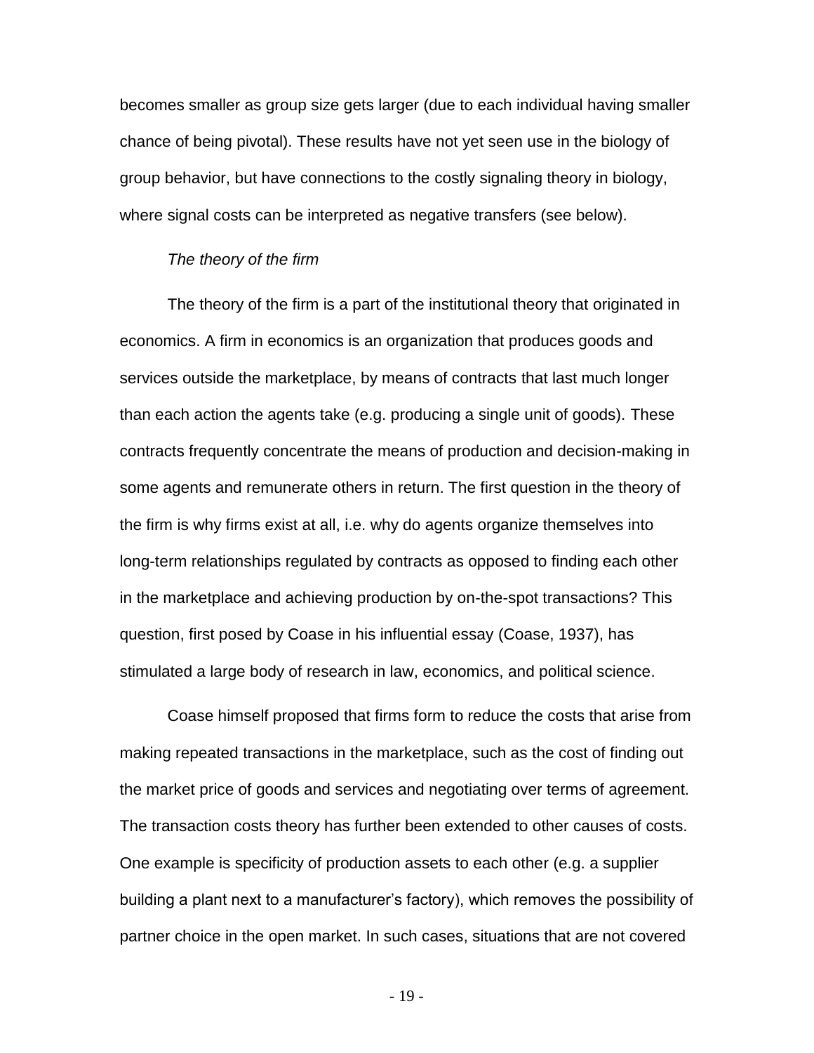becomes smaller as group size gets larger (due to each individual having smaller chance of being pivotal). These results have not yet seen use in the biology of group behavior, but have connections to the costly signaling theory in biology, where signal costs can be interpreted as negative transfers (see below).

*The theory of the firm*

The theory of the firm is a part of the institutional theory that originated in economics. A firm in economics is an organization that produces goods and services outside the marketplace, by means of contracts that last much longer than each action the agents take (e.g. producing a single unit of goods). These contracts frequently concentrate the means of production and decision-making in some agents and remunerate others in return. The first question in the theory of the firm is why firms exist at all, i.e. why do agents organize themselves into long-term relationships regulated by contracts as opposed to finding each other in the marketplace and achieving production by on-the-spot transactions? This question, first posed by Coase in his influential essay (Coase, 1937), has stimulated a large body of research in law, economics, and political science.

Coase himself proposed that firms form to reduce the costs that arise from making repeated transactions in the marketplace, such as the cost of finding out the market price of goods and services and negotiating over terms of agreement. The transaction costs theory has further been extended to other causes of costs. One example is specificity of production assets to each other (e.g. a supplier building a plant next to a manufacturer's factory), which removes the possibility of partner choice in the open market. In such cases, situations that are not covered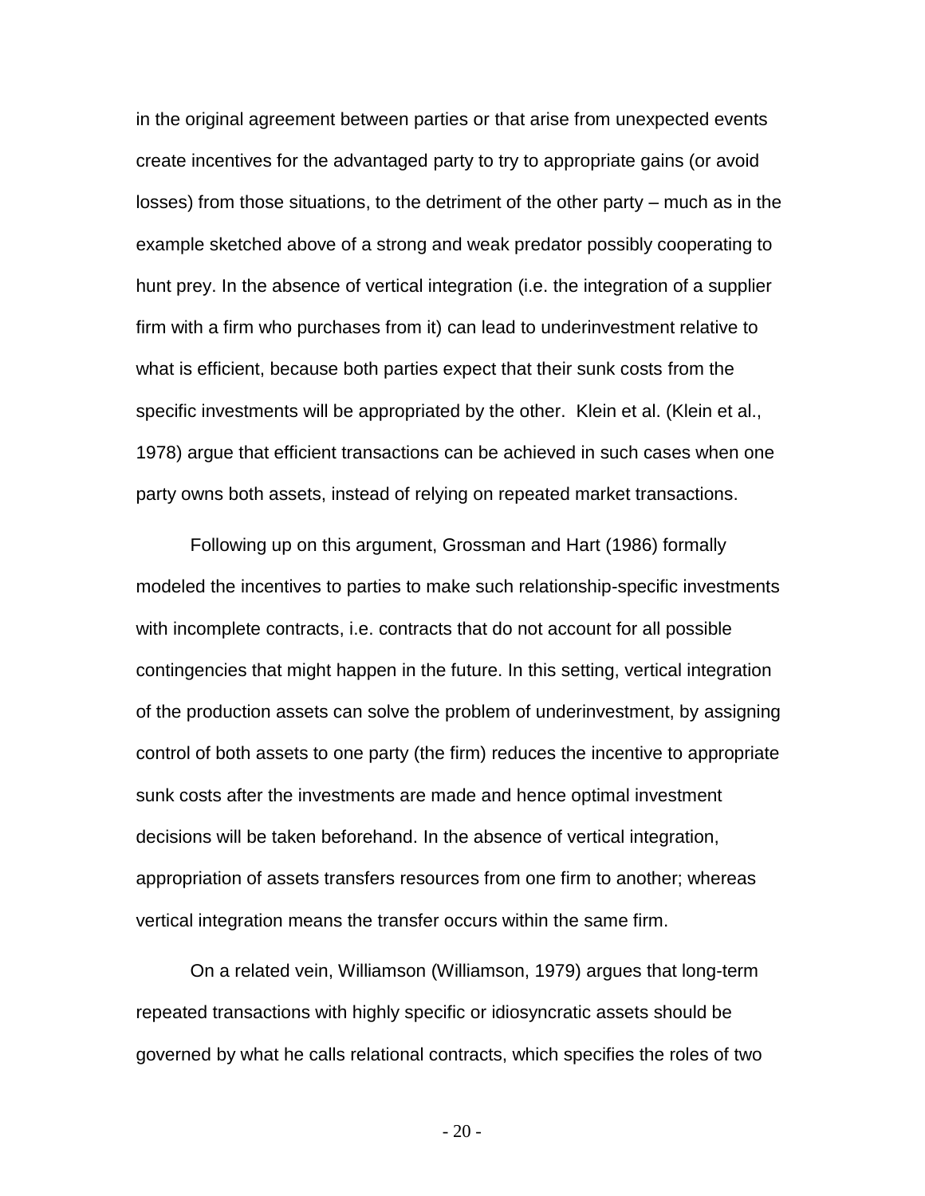in the original agreement between parties or that arise from unexpected events create incentives for the advantaged party to try to appropriate gains (or avoid losses) from those situations, to the detriment of the other party – much as in the example sketched above of a strong and weak predator possibly cooperating to hunt prey. In the absence of vertical integration (i.e. the integration of a supplier firm with a firm who purchases from it) can lead to underinvestment relative to what is efficient, because both parties expect that their sunk costs from the specific investments will be appropriated by the other. Klein et al. (Klein et al., 1978) argue that efficient transactions can be achieved in such cases when one party owns both assets, instead of relying on repeated market transactions.

Following up on this argument, Grossman and Hart (1986) formally modeled the incentives to parties to make such relationship-specific investments with incomplete contracts, i.e. contracts that do not account for all possible contingencies that might happen in the future. In this setting, vertical integration of the production assets can solve the problem of underinvestment, by assigning control of both assets to one party (the firm) reduces the incentive to appropriate sunk costs after the investments are made and hence optimal investment decisions will be taken beforehand. In the absence of vertical integration, appropriation of assets transfers resources from one firm to another; whereas vertical integration means the transfer occurs within the same firm.

On a related vein, Williamson (Williamson, 1979) argues that long-term repeated transactions with highly specific or idiosyncratic assets should be governed by what he calls relational contracts, which specifies the roles of two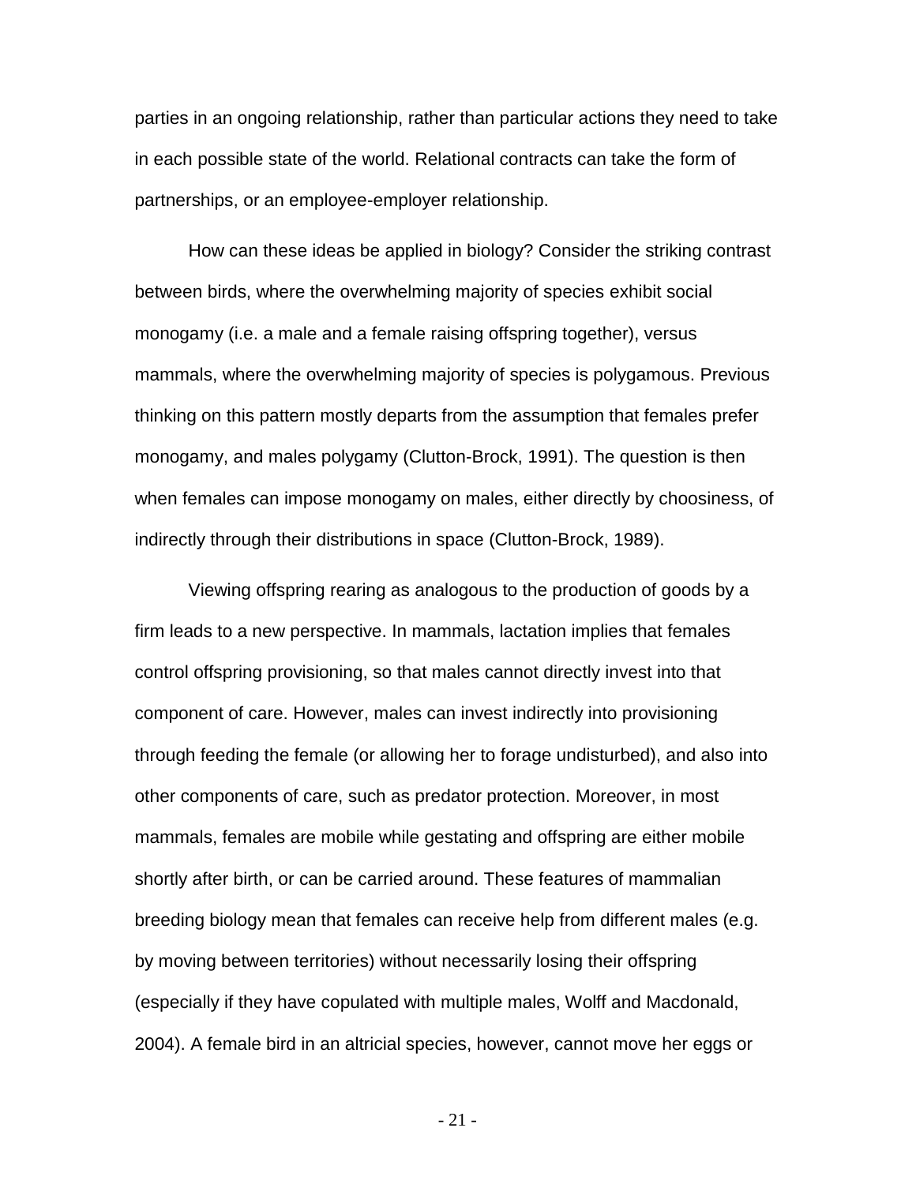parties in an ongoing relationship, rather than particular actions they need to take in each possible state of the world. Relational contracts can take the form of partnerships, or an employee-employer relationship.

How can these ideas be applied in biology? Consider the striking contrast between birds, where the overwhelming majority of species exhibit social monogamy (i.e. a male and a female raising offspring together), versus mammals, where the overwhelming majority of species is polygamous. Previous thinking on this pattern mostly departs from the assumption that females prefer monogamy, and males polygamy (Clutton-Brock, 1991). The question is then when females can impose monogamy on males, either directly by choosiness, of indirectly through their distributions in space (Clutton-Brock, 1989).

Viewing offspring rearing as analogous to the production of goods by a firm leads to a new perspective. In mammals, lactation implies that females control offspring provisioning, so that males cannot directly invest into that component of care. However, males can invest indirectly into provisioning through feeding the female (or allowing her to forage undisturbed), and also into other components of care, such as predator protection. Moreover, in most mammals, females are mobile while gestating and offspring are either mobile shortly after birth, or can be carried around. These features of mammalian breeding biology mean that females can receive help from different males (e.g. by moving between territories) without necessarily losing their offspring (especially if they have copulated with multiple males, Wolff and Macdonald, 2004). A female bird in an altricial species, however, cannot move her eggs or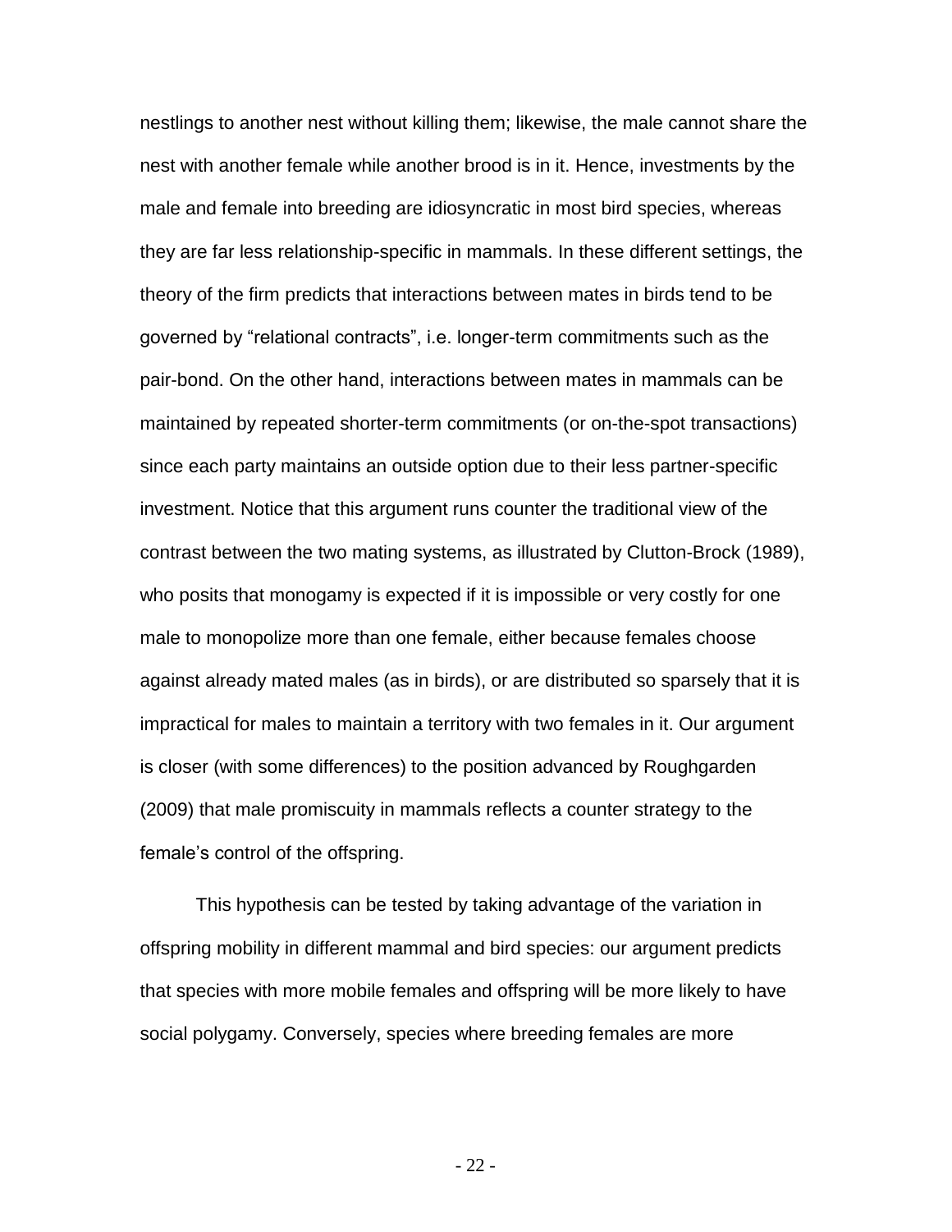nestlings to another nest without killing them; likewise, the male cannot share the nest with another female while another brood is in it. Hence, investments by the male and female into breeding are idiosyncratic in most bird species, whereas they are far less relationship-specific in mammals. In these different settings, the theory of the firm predicts that interactions between mates in birds tend to be governed by "relational contracts", i.e. longer-term commitments such as the pair-bond. On the other hand, interactions between mates in mammals can be maintained by repeated shorter-term commitments (or on-the-spot transactions) since each party maintains an outside option due to their less partner-specific investment. Notice that this argument runs counter the traditional view of the contrast between the two mating systems, as illustrated by Clutton-Brock (1989), who posits that monogamy is expected if it is impossible or very costly for one male to monopolize more than one female, either because females choose against already mated males (as in birds), or are distributed so sparsely that it is impractical for males to maintain a territory with two females in it. Our argument is closer (with some differences) to the position advanced by Roughgarden (2009) that male promiscuity in mammals reflects a counter strategy to the female's control of the offspring.

This hypothesis can be tested by taking advantage of the variation in offspring mobility in different mammal and bird species: our argument predicts that species with more mobile females and offspring will be more likely to have social polygamy. Conversely, species where breeding females are more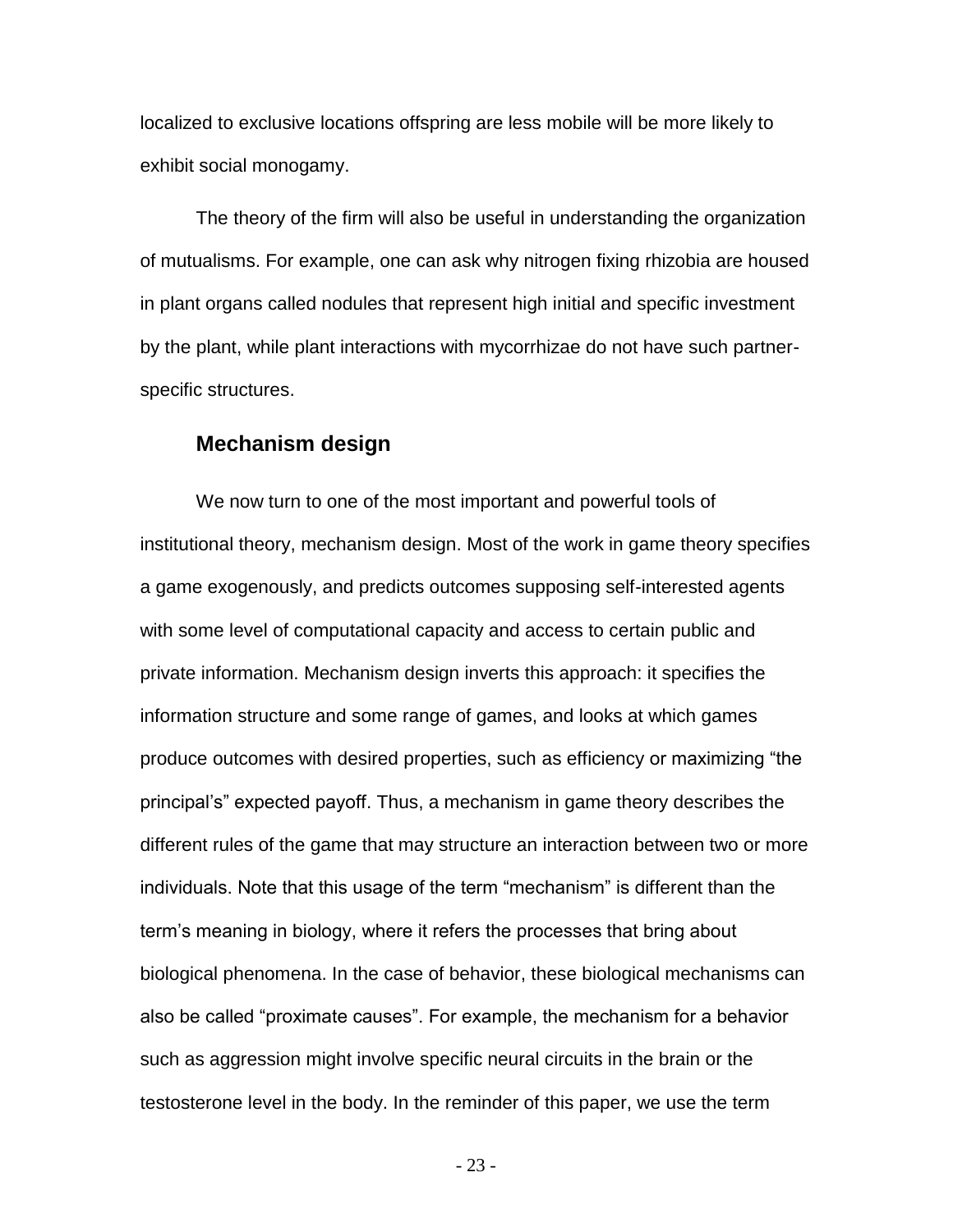localized to exclusive locations offspring are less mobile will be more likely to exhibit social monogamy.

The theory of the firm will also be useful in understanding the organization of mutualisms. For example, one can ask why nitrogen fixing rhizobia are housed in plant organs called nodules that represent high initial and specific investment by the plant, while plant interactions with mycorrhizae do not have such partner-specific structures.

## Mechanism design

We now turn to one of the most important and powerful tools of institutional theory, mechanism design. Most of the work in game theory specifies a game exogenously, and predicts outcomes supposing self-interested agents with some level of computational capacity and access to certain public and private information. Mechanism design inverts this approach: it specifies the information structure and some range of games, and looks at which games produce outcomes with desired properties, such as efficiency or maximizing "the principal's" expected payoff. Thus, a mechanism in game theory describes the different rules of the game that may structure an interaction between two or more individuals. Note that this usage of the term "mechanism" is different than the term's meaning in biology, where it refers the processes that bring about biological phenomena. In the case of behavior, these biological mechanisms can also be called "proximate causes". For example, the mechanism for a behavior such as aggression might involve specific neural circuits in the brain or the testosterone level in the body. In the reminder of this paper, we use the term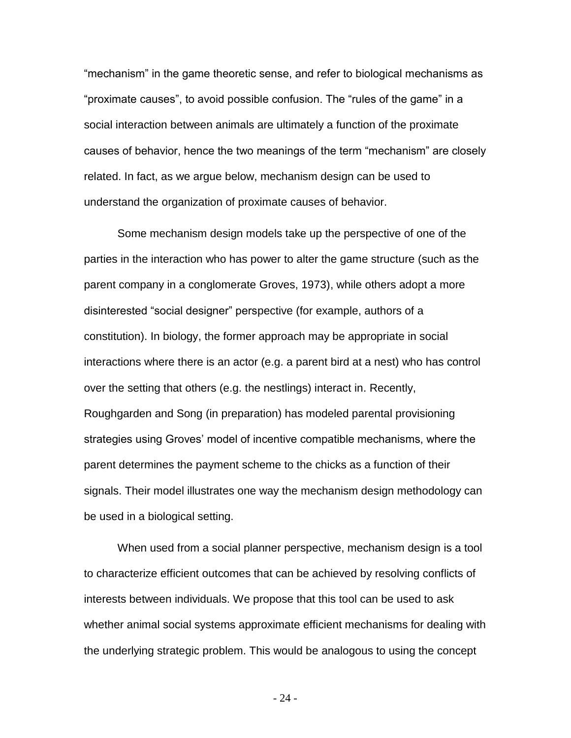"mechanism" in the game theoretic sense, and refer to biological mechanisms as "proximate causes", to avoid possible confusion. The "rules of the game" in a social interaction between animals are ultimately a function of the proximate causes of behavior, hence the two meanings of the term "mechanism" are closely related. In fact, as we argue below, mechanism design can be used to understand the organization of proximate causes of behavior.

Some mechanism design models take up the perspective of one of the parties in the interaction who has power to alter the game structure (such as the parent company in a conglomerate Groves, 1973), while others adopt a more disinterested "social designer" perspective (for example, authors of a constitution). In biology, the former approach may be appropriate in social interactions where there is an actor (e.g. a parent bird at a nest) who has control over the setting that others (e.g. the nestlings) interact in. Recently, Roughgarden and Song (in preparation) has modeled parental provisioning strategies using Groves' model of incentive compatible mechanisms, where the parent determines the payment scheme to the chicks as a function of their signals. Their model illustrates one way the mechanism design methodology can be used in a biological setting.

When used from a social planner perspective, mechanism design is a tool to characterize efficient outcomes that can be achieved by resolving conflicts of interests between individuals. We propose that this tool can be used to ask whether animal social systems approximate efficient mechanisms for dealing with the underlying strategic problem. This would be analogous to using the concept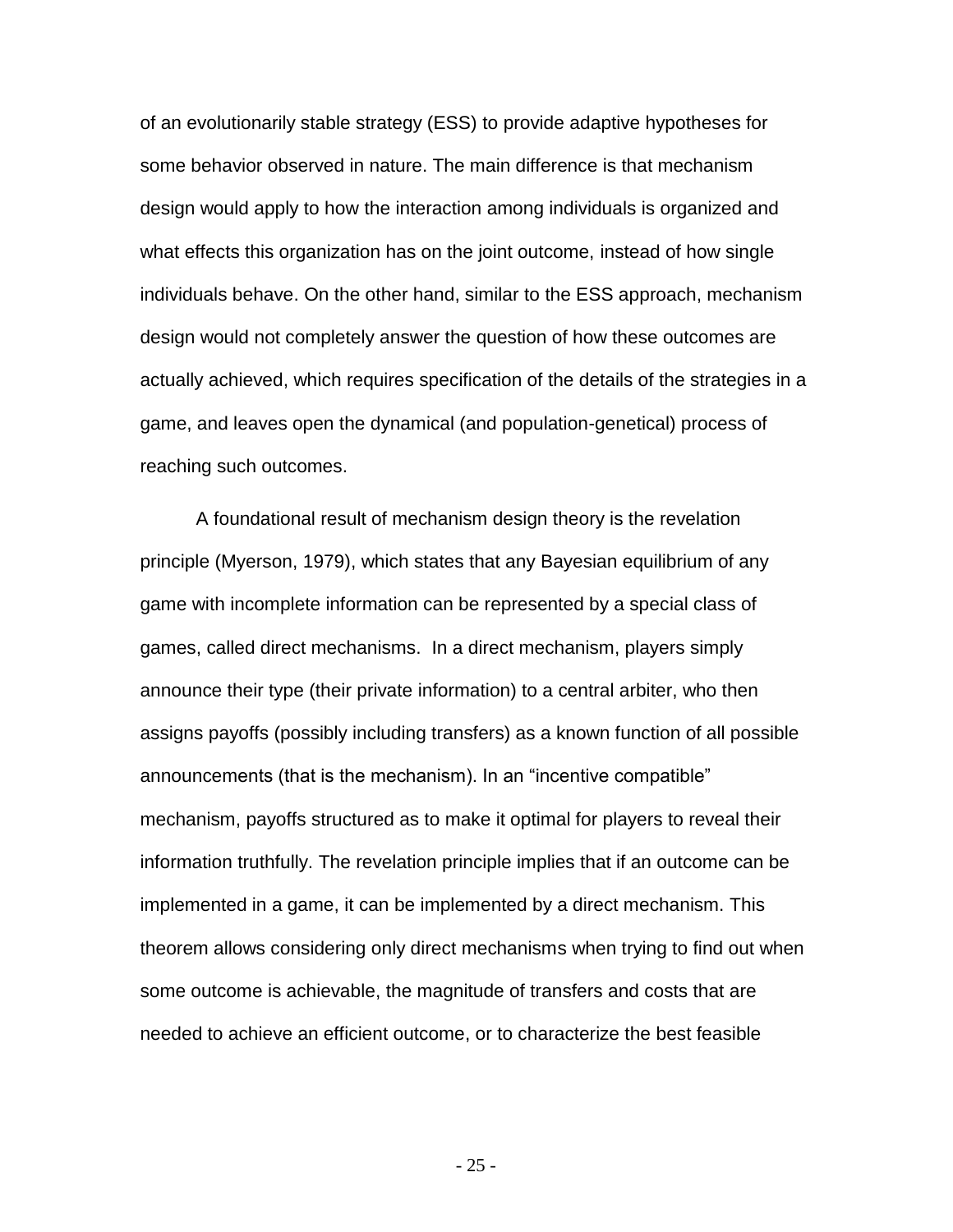of an evolutionarily stable strategy (ESS) to provide adaptive hypotheses for some behavior observed in nature. The main difference is that mechanism design would apply to how the interaction among individuals is organized and what effects this organization has on the joint outcome, instead of how single individuals behave. On the other hand, similar to the ESS approach, mechanism design would not completely answer the question of how these outcomes are actually achieved, which requires specification of the details of the strategies in a game, and leaves open the dynamical (and population-genetical) process of reaching such outcomes.

A foundational result of mechanism design theory is the revelation principle (Myerson, 1979), which states that any Bayesian equilibrium of any game with incomplete information can be represented by a special class of games, called direct mechanisms. In a direct mechanism, players simply announce their type (their private information) to a central arbiter, who then assigns payoffs (possibly including transfers) as a known function of all possible announcements (that is the mechanism). In an "incentive compatible" mechanism, payoffs structured as to make it optimal for players to reveal their information truthfully. The revelation principle implies that if an outcome can be implemented in a game, it can be implemented by a direct mechanism. This theorem allows considering only direct mechanisms when trying to find out when some outcome is achievable, the magnitude of transfers and costs that are needed to achieve an efficient outcome, or to characterize the best feasible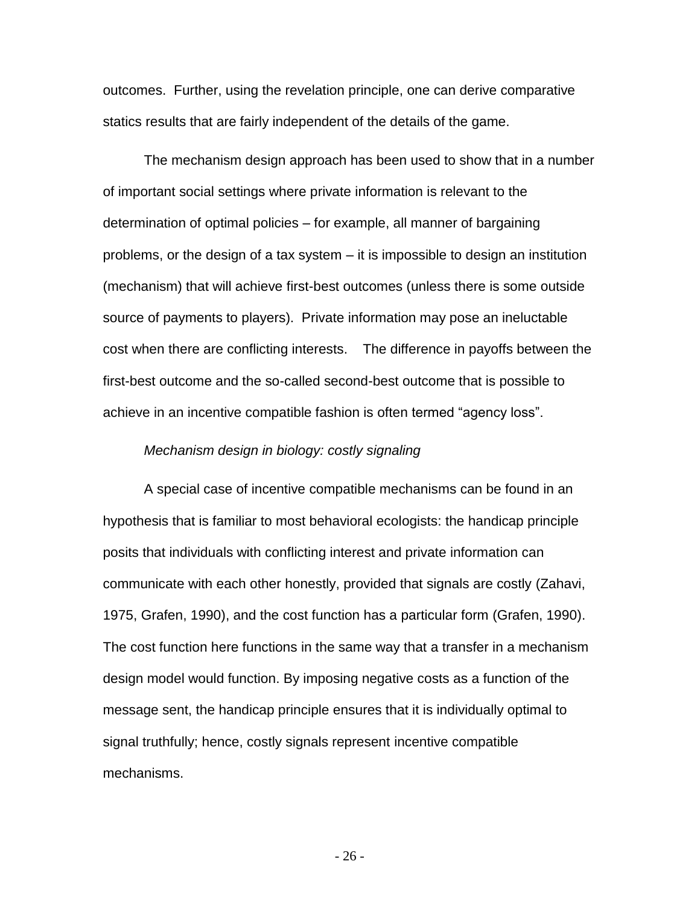outcomes. Further, using the revelation principle, one can derive comparative statics results that are fairly independent of the details of the game.

The mechanism design approach has been used to show that in a number of important social settings where private information is relevant to the determination of optimal policies – for example, all manner of bargaining problems, or the design of a tax system – it is impossible to design an institution (mechanism) that will achieve first-best outcomes (unless there is some outside source of payments to players). Private information may pose an ineluctable cost when there are conflicting interests. The difference in payoffs between the first-best outcome and the so-called second-best outcome that is possible to achieve in an incentive compatible fashion is often termed "agency loss".

*Mechanism design in biology: costly signaling*

A special case of incentive compatible mechanisms can be found in an hypothesis that is familiar to most behavioral ecologists: the handicap principle posits that individuals with conflicting interest and private information can communicate with each other honestly, provided that signals are costly (Zahavi, 1975, Grafen, 1990), and the cost function has a particular form (Grafen, 1990). The cost function here functions in the same way that a transfer in a mechanism design model would function. By imposing negative costs as a function of the message sent, the handicap principle ensures that it is individually optimal to signal truthfully; hence, costly signals represent incentive compatible mechanisms.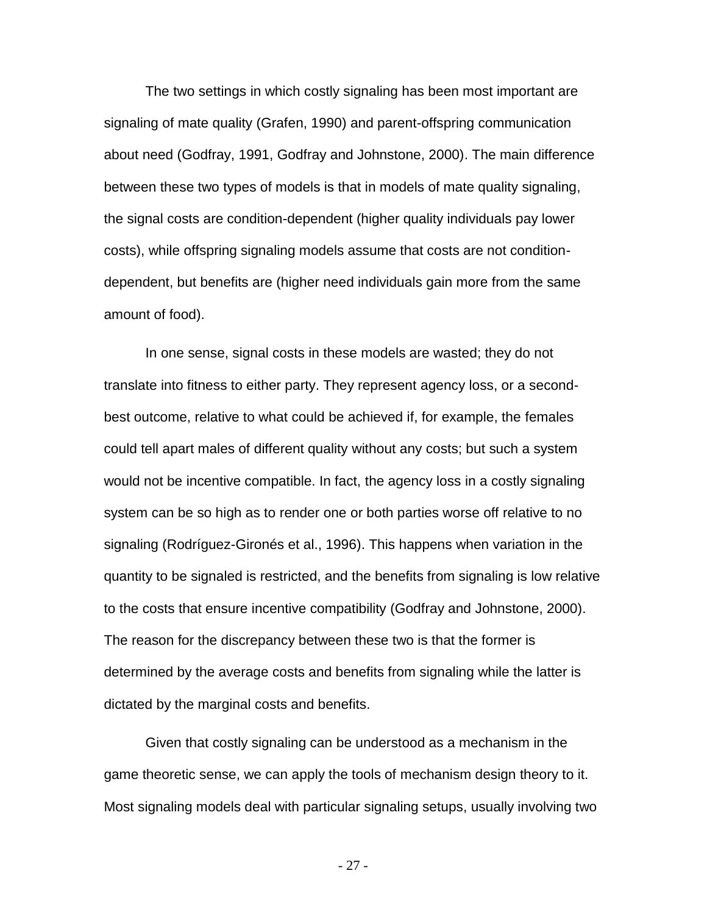The two settings in which costly signaling has been most important are signaling of mate quality (Grafen, 1990) and parent-offspring communication about need (Godfray, 1991, Godfray and Johnstone, 2000). The main difference between these two types of models is that in models of mate quality signaling, the signal costs are condition-dependent (higher quality individuals pay lower costs), while offspring signaling models assume that costs are not condition-dependent, but benefits are (higher need individuals gain more from the same amount of food).

In one sense, signal costs in these models are wasted; they do not translate into fitness to either party. They represent agency loss, or a second-best outcome, relative to what could be achieved if, for example, the females could tell apart males of different quality without any costs; but such a system would not be incentive compatible. In fact, the agency loss in a costly signaling system can be so high as to render one or both parties worse off relative to no signaling (Rodríguez-Gironés et al., 1996). This happens when variation in the quantity to be signaled is restricted, and the benefits from signaling is low relative to the costs that ensure incentive compatibility (Godfray and Johnstone, 2000). The reason for the discrepancy between these two is that the former is determined by the average costs and benefits from signaling while the latter is dictated by the marginal costs and benefits.

Given that costly signaling can be understood as a mechanism in the game theoretic sense, we can apply the tools of mechanism design theory to it. Most signaling models deal with particular signaling setups, usually involving two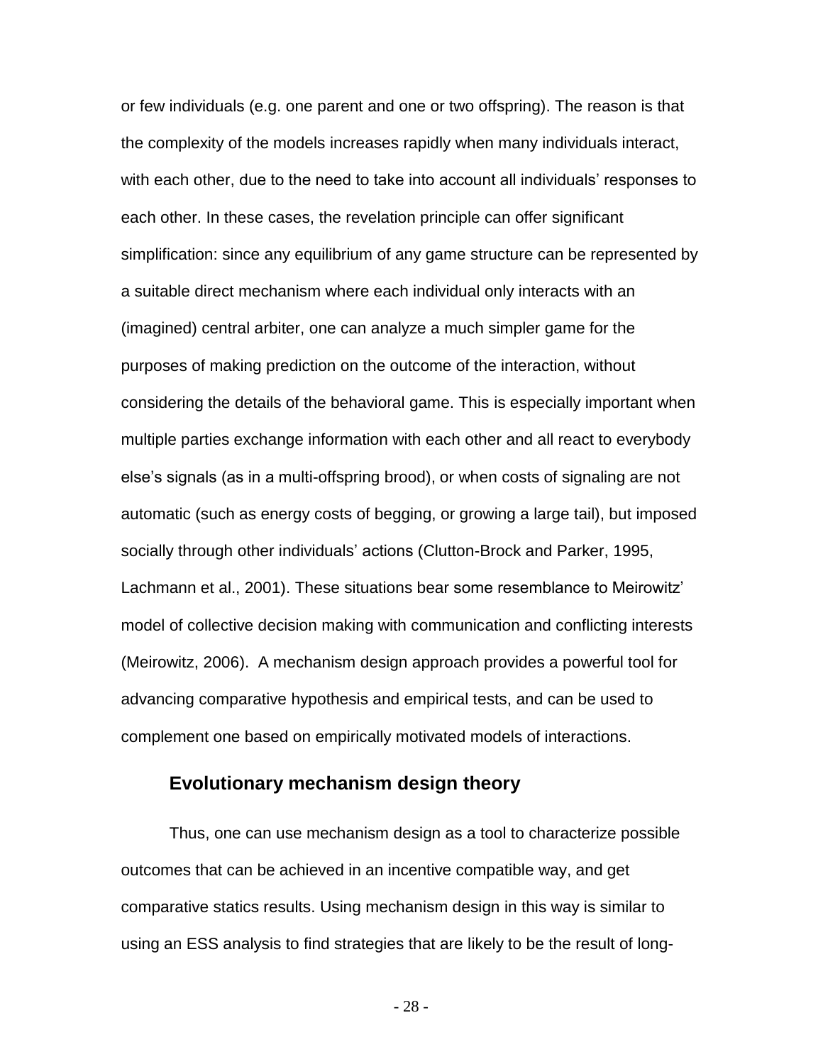or few individuals (e.g. one parent and one or two offspring). The reason is that the complexity of the models increases rapidly when many individuals interact, with each other, due to the need to take into account all individuals' responses to each other. In these cases, the revelation principle can offer significant simplification: since any equilibrium of any game structure can be represented by a suitable direct mechanism where each individual only interacts with an (imagined) central arbiter, one can analyze a much simpler game for the purposes of making prediction on the outcome of the interaction, without considering the details of the behavioral game. This is especially important when multiple parties exchange information with each other and all react to everybody else's signals (as in a multi-offspring brood), or when costs of signaling are not automatic (such as energy costs of begging, or growing a large tail), but imposed socially through other individuals' actions (Clutton-Brock and Parker, 1995, Lachmann et al., 2001). These situations bear some resemblance to Meirowitz' model of collective decision making with communication and conflicting interests (Meirowitz, 2006). A mechanism design approach provides a powerful tool for advancing comparative hypothesis and empirical tests, and can be used to complement one based on empirically motivated models of interactions.

## Evolutionary mechanism design theory

Thus, one can use mechanism design as a tool to characterize possible outcomes that can be achieved in an incentive compatible way, and get comparative statics results. Using mechanism design in this way is similar to using an ESS analysis to find strategies that are likely to be the result of long-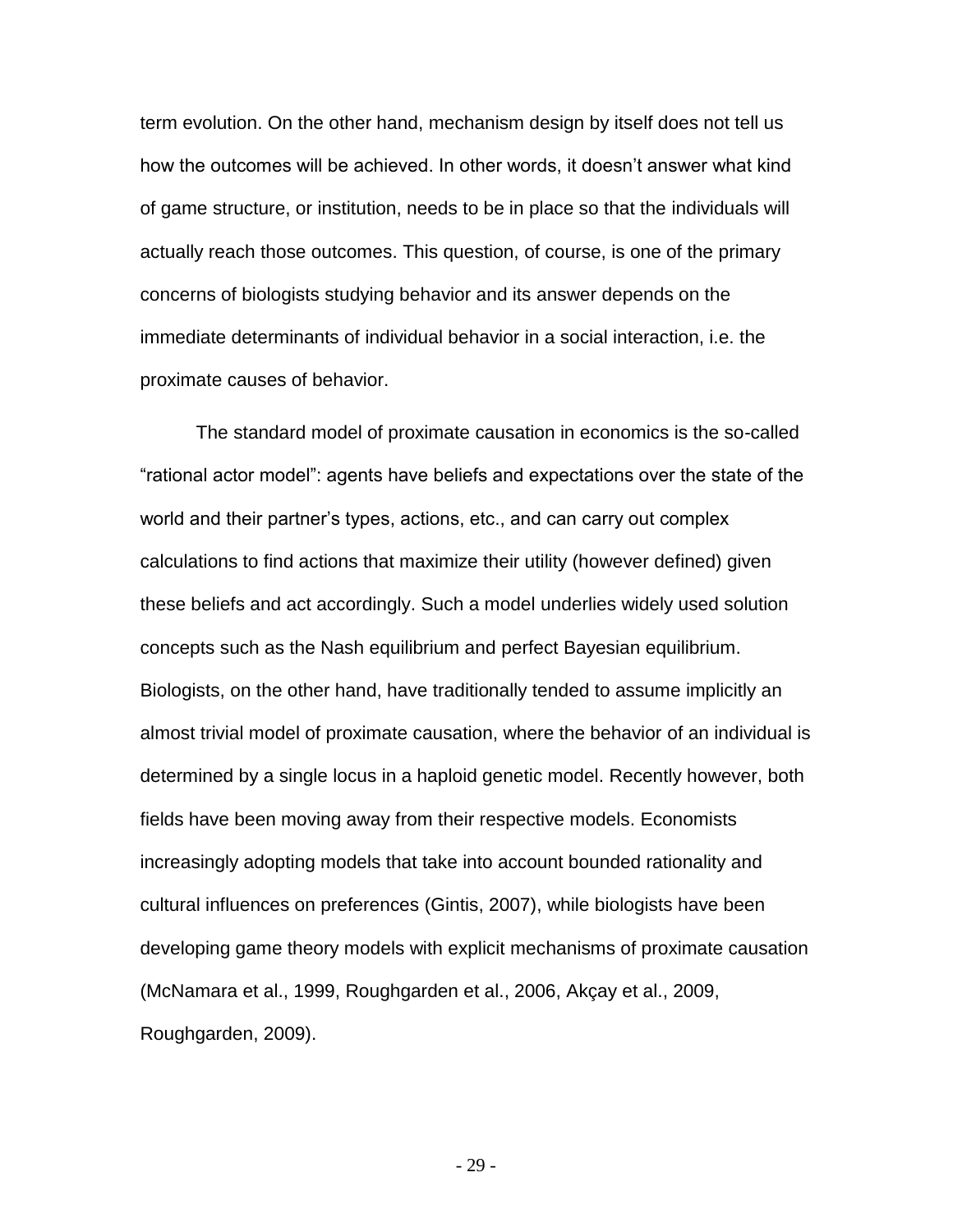term evolution. On the other hand, mechanism design by itself does not tell us how the outcomes will be achieved. In other words, it doesn't answer what kind of game structure, or institution, needs to be in place so that the individuals will actually reach those outcomes. This question, of course, is one of the primary concerns of biologists studying behavior and its answer depends on the immediate determinants of individual behavior in a social interaction, i.e. the proximate causes of behavior.

The standard model of proximate causation in economics is the so-called "rational actor model": agents have beliefs and expectations over the state of the world and their partner's types, actions, etc., and can carry out complex calculations to find actions that maximize their utility (however defined) given these beliefs and act accordingly. Such a model underlies widely used solution concepts such as the Nash equilibrium and perfect Bayesian equilibrium. Biologists, on the other hand, have traditionally tended to assume implicitly an almost trivial model of proximate causation, where the behavior of an individual is determined by a single locus in a haploid genetic model. Recently however, both fields have been moving away from their respective models. Economists increasingly adopting models that take into account bounded rationality and cultural influences on preferences (Gintis, 2007), while biologists have been developing game theory models with explicit mechanisms of proximate causation (McNamara et al., 1999, Roughgarden et al., 2006, Akçay et al., 2009, Roughgarden, 2009).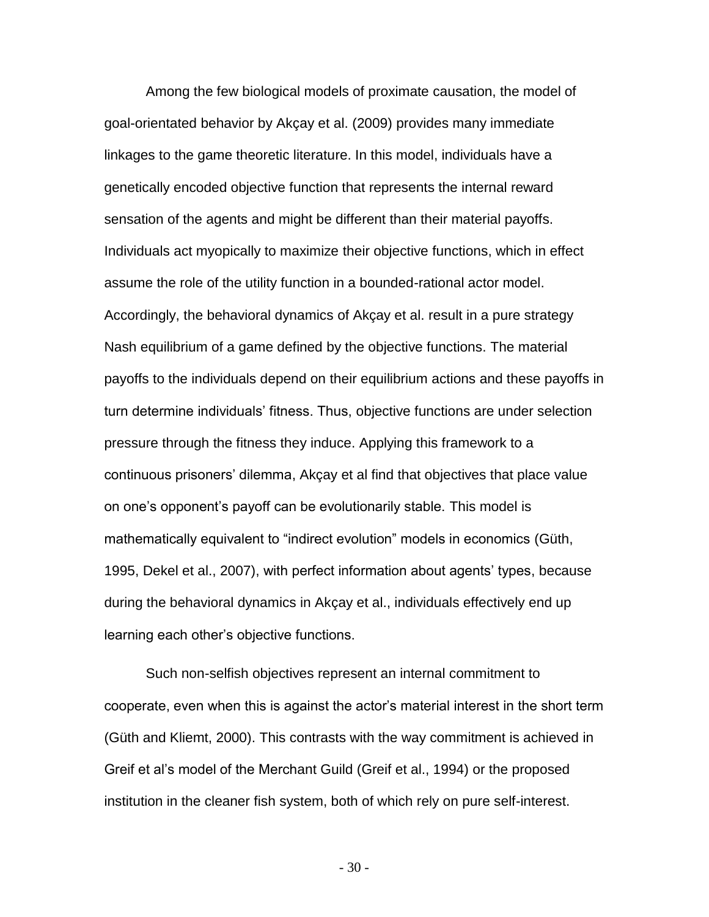Among the few biological models of proximate causation, the model of goal-orientated behavior by Akçay et al. (2009) provides many immediate linkages to the game theoretic literature. In this model, individuals have a genetically encoded objective function that represents the internal reward sensation of the agents and might be different than their material payoffs. Individuals act myopically to maximize their objective functions, which in effect assume the role of the utility function in a bounded-rational actor model. Accordingly, the behavioral dynamics of Akçay et al. result in a pure strategy Nash equilibrium of a game defined by the objective functions. The material payoffs to the individuals depend on their equilibrium actions and these payoffs in turn determine individuals' fitness. Thus, objective functions are under selection pressure through the fitness they induce. Applying this framework to a continuous prisoners' dilemma, Akçay et al find that objectives that place value on one's opponent's payoff can be evolutionarily stable. This model is mathematically equivalent to "indirect evolution" models in economics (Güth, 1995, Dekel et al., 2007), with perfect information about agents' types, because during the behavioral dynamics in Akçay et al., individuals effectively end up learning each other's objective functions.

Such non-selfish objectives represent an internal commitment to cooperate, even when this is against the actor's material interest in the short term (Güth and Kliemt, 2000). This contrasts with the way commitment is achieved in Greif et al's model of the Merchant Guild (Greif et al., 1994) or the proposed institution in the cleaner fish system, both of which rely on pure self-interest.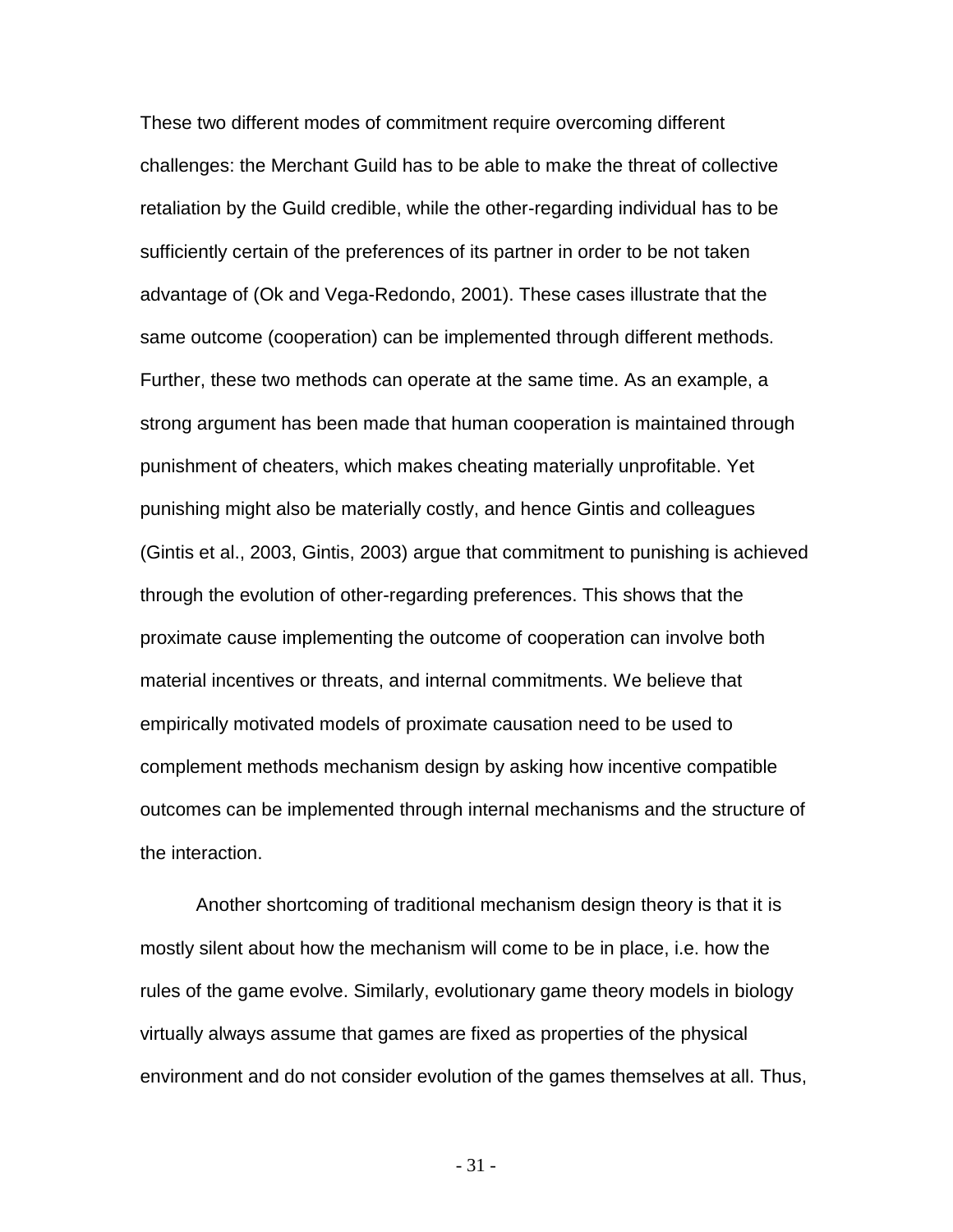These two different modes of commitment require overcoming different challenges: the Merchant Guild has to be able to make the threat of collective retaliation by the Guild credible, while the other-regarding individual has to be sufficiently certain of the preferences of its partner in order to be not taken advantage of (Ok and Vega-Redondo, 2001). These cases illustrate that the same outcome (cooperation) can be implemented through different methods. Further, these two methods can operate at the same time. As an example, a strong argument has been made that human cooperation is maintained through punishment of cheaters, which makes cheating materially unprofitable. Yet punishing might also be materially costly, and hence Gintis and colleagues (Gintis et al., 2003, Gintis, 2003) argue that commitment to punishing is achieved through the evolution of other-regarding preferences. This shows that the proximate cause implementing the outcome of cooperation can involve both material incentives or threats, and internal commitments. We believe that empirically motivated models of proximate causation need to be used to complement methods mechanism design by asking how incentive compatible outcomes can be implemented through internal mechanisms and the structure of the interaction.

Another shortcoming of traditional mechanism design theory is that it is mostly silent about how the mechanism will come to be in place, i.e. how the rules of the game evolve. Similarly, evolutionary game theory models in biology virtually always assume that games are fixed as properties of the physical environment and do not consider evolution of the games themselves at all. Thus,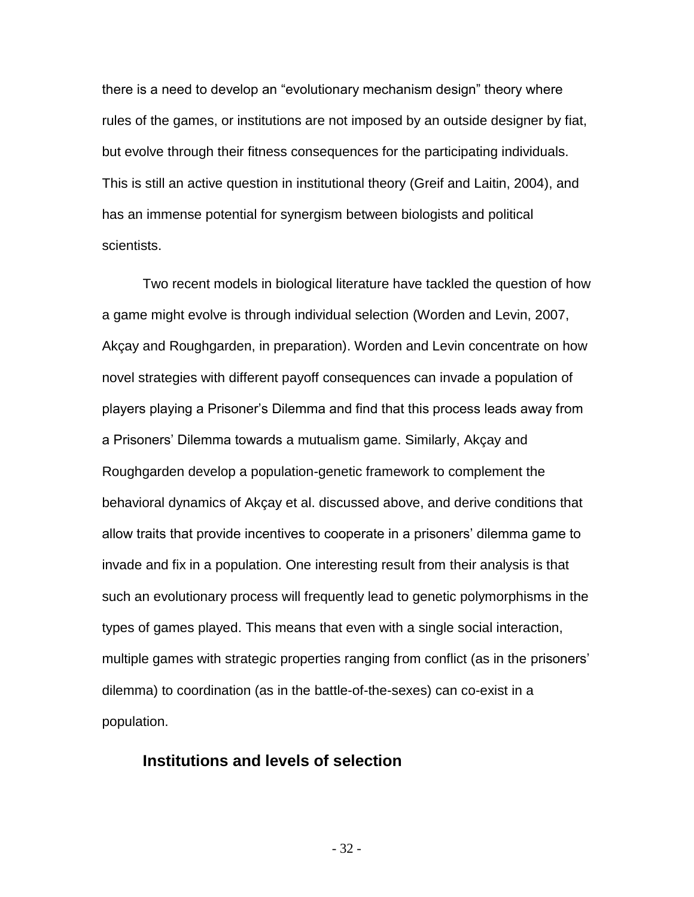there is a need to develop an "evolutionary mechanism design" theory where rules of the games, or institutions are not imposed by an outside designer by fiat, but evolve through their fitness consequences for the participating individuals. This is still an active question in institutional theory (Greif and Laitin, 2004), and has an immense potential for synergism between biologists and political scientists.

Two recent models in biological literature have tackled the question of how a game might evolve is through individual selection (Worden and Levin, 2007, Akçay and Roughgarden, in preparation). Worden and Levin concentrate on how novel strategies with different payoff consequences can invade a population of players playing a Prisoner's Dilemma and find that this process leads away from a Prisoners' Dilemma towards a mutualism game. Similarly, Akçay and Roughgarden develop a population-genetic framework to complement the behavioral dynamics of Akçay et al. discussed above, and derive conditions that allow traits that provide incentives to cooperate in a prisoners' dilemma game to invade and fix in a population. One interesting result from their analysis is that such an evolutionary process will frequently lead to genetic polymorphisms in the types of games played. This means that even with a single social interaction, multiple games with strategic properties ranging from conflict (as in the prisoners' dilemma) to coordination (as in the battle-of-the-sexes) can co-exist in a population.

## Institutions and levels of selection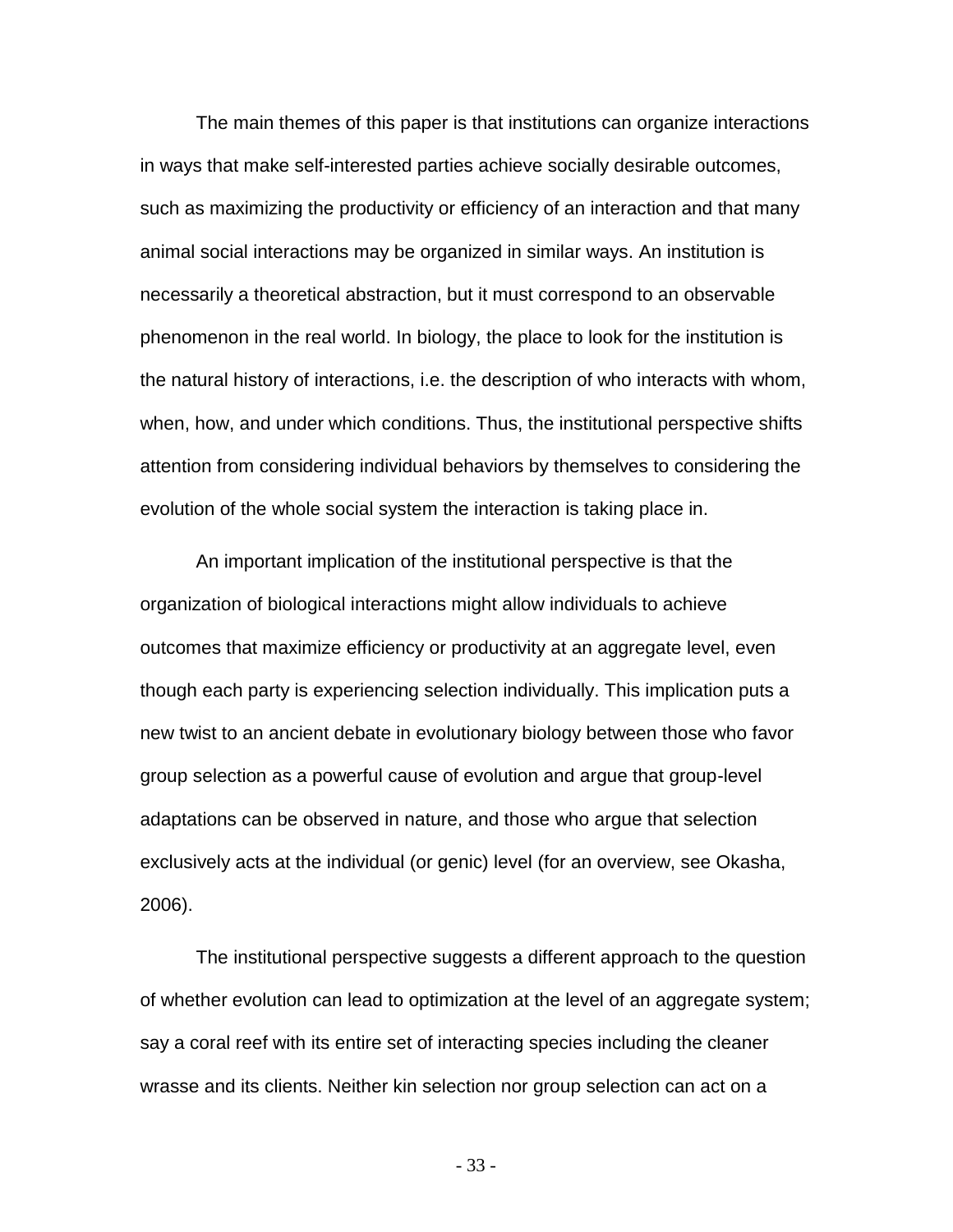The main themes of this paper is that institutions can organize interactions in ways that make self-interested parties achieve socially desirable outcomes, such as maximizing the productivity or efficiency of an interaction and that many animal social interactions may be organized in similar ways. An institution is necessarily a theoretical abstraction, but it must correspond to an observable phenomenon in the real world. In biology, the place to look for the institution is the natural history of interactions, i.e. the description of who interacts with whom, when, how, and under which conditions. Thus, the institutional perspective shifts attention from considering individual behaviors by themselves to considering the evolution of the whole social system the interaction is taking place in.

An important implication of the institutional perspective is that the organization of biological interactions might allow individuals to achieve outcomes that maximize efficiency or productivity at an aggregate level, even though each party is experiencing selection individually. This implication puts a new twist to an ancient debate in evolutionary biology between those who favor group selection as a powerful cause of evolution and argue that group-level adaptations can be observed in nature, and those who argue that selection exclusively acts at the individual (or genic) level (for an overview, see Okasha, 2006).

The institutional perspective suggests a different approach to the question of whether evolution can lead to optimization at the level of an aggregate system; say a coral reef with its entire set of interacting species including the cleaner wrasse and its clients. Neither kin selection nor group selection can act on a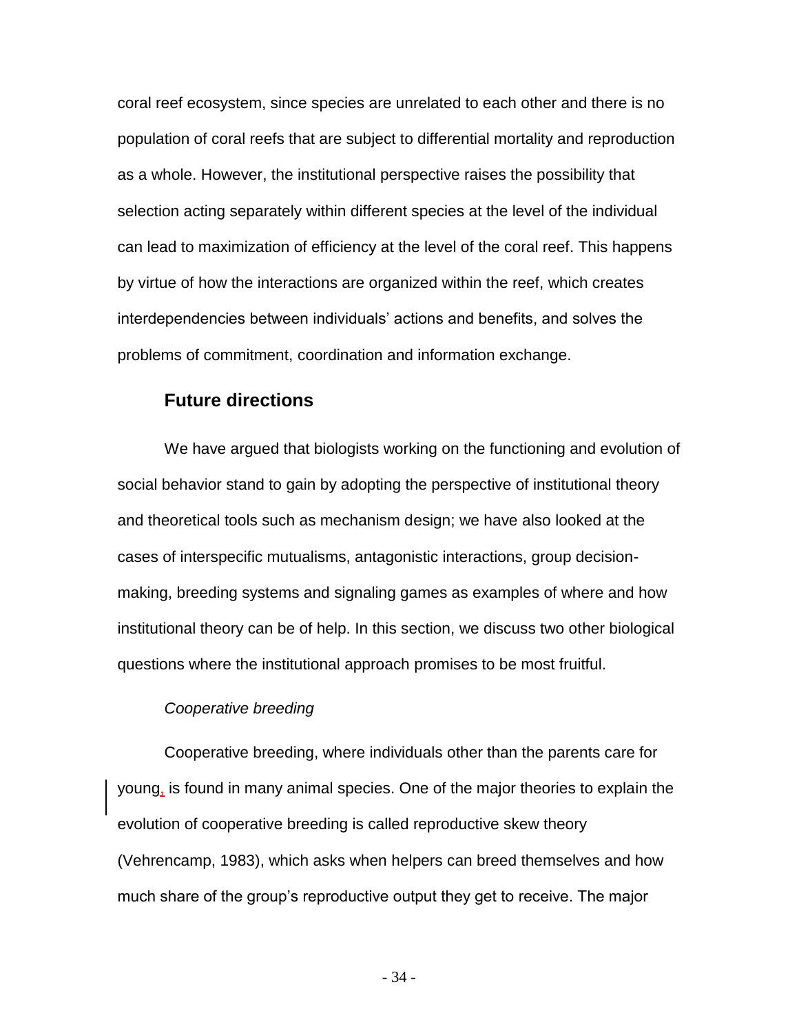coral reef ecosystem, since species are unrelated to each other and there is no population of coral reefs that are subject to differential mortality and reproduction as a whole. However, the institutional perspective raises the possibility that selection acting separately within different species at the level of the individual can lead to maximization of efficiency at the level of the coral reef. This happens by virtue of how the interactions are organized within the reef, which creates interdependencies between individuals' actions and benefits, and solves the problems of commitment, coordination and information exchange.

## Future directions

We have argued that biologists working on the functioning and evolution of social behavior stand to gain by adopting the perspective of institutional theory and theoretical tools such as mechanism design; we have also looked at the cases of interspecific mutualisms, antagonistic interactions, group decision-making, breeding systems and signaling games as examples of where and how institutional theory can be of help. In this section, we discuss two other biological questions where the institutional approach promises to be most fruitful.

### *Cooperative breeding*

Cooperative breeding, where individuals other than the parents care for young, is found in many animal species. One of the major theories to explain the evolution of cooperative breeding is called reproductive skew theory (Vehrencamp, 1983), which asks when helpers can breed themselves and how much share of the group's reproductive output they get to receive. The major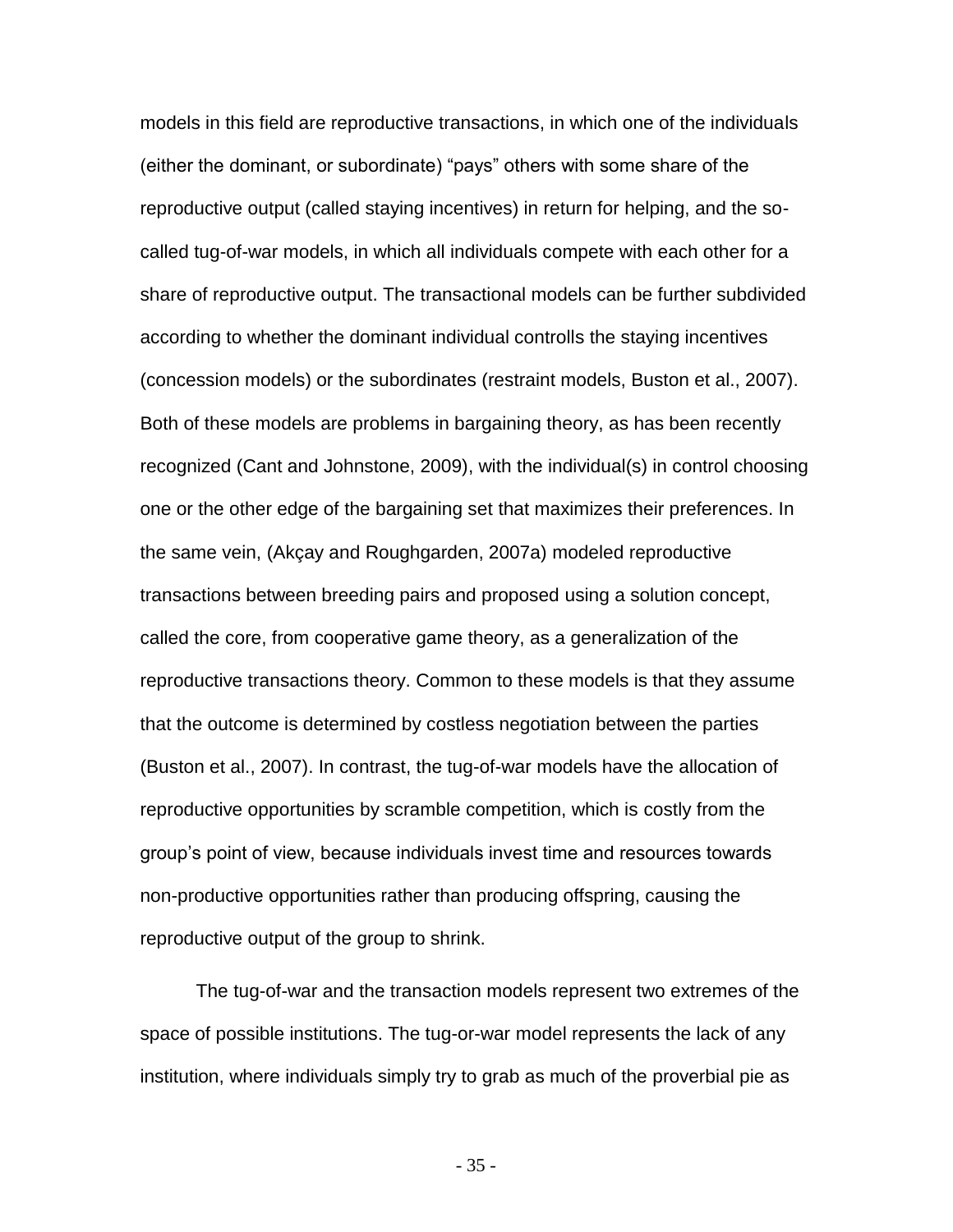models in this field are reproductive transactions, in which one of the individuals (either the dominant, or subordinate) “pays” others with some share of the reproductive output (called staying incentives) in return for helping, and the so-called tug-of-war models, in which all individuals compete with each other for a share of reproductive output. The transactional models can be further subdivided according to whether the dominant individual controlls the staying incentives (concession models) or the subordinates (restraint models, Buston et al., 2007). Both of these models are problems in bargaining theory, as has been recently recognized (Cant and Johnstone, 2009), with the individual(s) in control choosing one or the other edge of the bargaining set that maximizes their preferences. In the same vein, (Akçay and Roughgarden, 2007a) modeled reproductive transactions between breeding pairs and proposed using a solution concept, called the core, from cooperative game theory, as a generalization of the reproductive transactions theory. Common to these models is that they assume that the outcome is determined by costless negotiation between the parties (Buston et al., 2007). In contrast, the tug-of-war models have the allocation of reproductive opportunities by scramble competition, which is costly from the group’s point of view, because individuals invest time and resources towards non-productive opportunities rather than producing offspring, causing the reproductive output of the group to shrink.

The tug-of-war and the transaction models represent two extremes of the space of possible institutions. The tug-or-war model represents the lack of any institution, where individuals simply try to grab as much of the proverbial pie as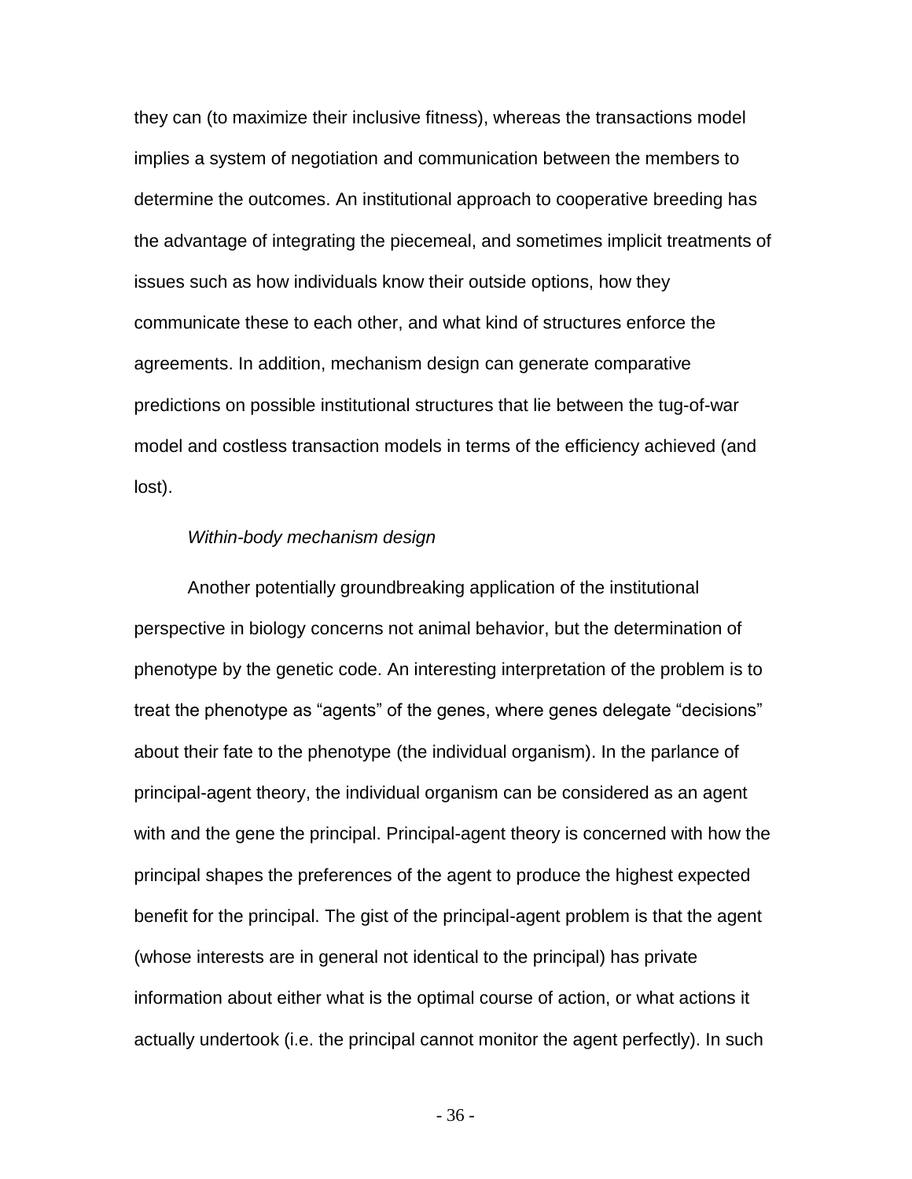they can (to maximize their inclusive fitness), whereas the transactions model implies a system of negotiation and communication between the members to determine the outcomes. An institutional approach to cooperative breeding has the advantage of integrating the piecemeal, and sometimes implicit treatments of issues such as how individuals know their outside options, how they communicate these to each other, and what kind of structures enforce the agreements. In addition, mechanism design can generate comparative predictions on possible institutional structures that lie between the tug-of-war model and costless transaction models in terms of the efficiency achieved (and lost).

*Within-body mechanism design*

Another potentially groundbreaking application of the institutional perspective in biology concerns not animal behavior, but the determination of phenotype by the genetic code. An interesting interpretation of the problem is to treat the phenotype as "agents" of the genes, where genes delegate "decisions" about their fate to the phenotype (the individual organism). In the parlance of principal-agent theory, the individual organism can be considered as an agent with and the gene the principal. Principal-agent theory is concerned with how the principal shapes the preferences of the agent to produce the highest expected benefit for the principal. The gist of the principal-agent problem is that the agent (whose interests are in general not identical to the principal) has private information about either what is the optimal course of action, or what actions it actually undertook (i.e. the principal cannot monitor the agent perfectly). In such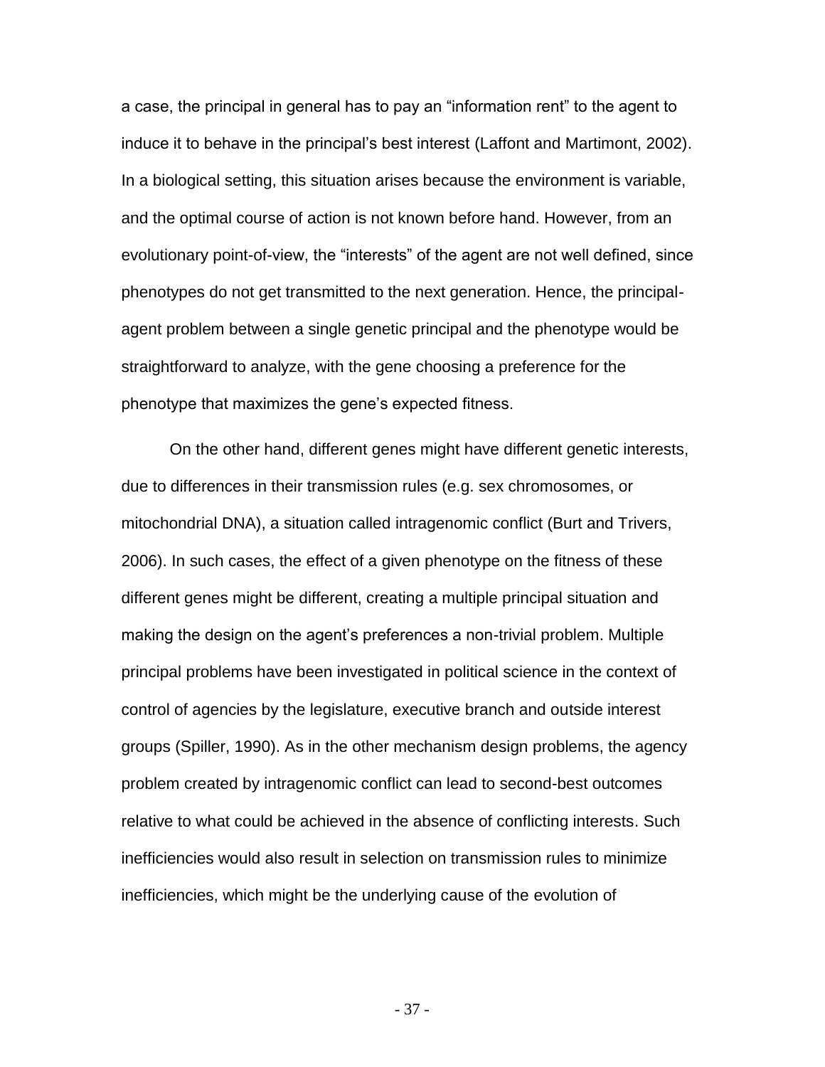a case, the principal in general has to pay an "information rent" to the agent to induce it to behave in the principal's best interest (Laffont and Martimont, 2002). In a biological setting, this situation arises because the environment is variable, and the optimal course of action is not known before hand. However, from an evolutionary point-of-view, the "interests" of the agent are not well defined, since phenotypes do not get transmitted to the next generation. Hence, the principal-agent problem between a single genetic principal and the phenotype would be straightforward to analyze, with the gene choosing a preference for the phenotype that maximizes the gene's expected fitness.

On the other hand, different genes might have different genetic interests, due to differences in their transmission rules (e.g. sex chromosomes, or mitochondrial DNA), a situation called intragenomic conflict (Burt and Trivers, 2006). In such cases, the effect of a given phenotype on the fitness of these different genes might be different, creating a multiple principal situation and making the design on the agent's preferences a non-trivial problem. Multiple principal problems have been investigated in political science in the context of control of agencies by the legislature, executive branch and outside interest groups (Spiller, 1990). As in the other mechanism design problems, the agency problem created by intragenomic conflict can lead to second-best outcomes relative to what could be achieved in the absence of conflicting interests. Such inefficiencies would also result in selection on transmission rules to minimize inefficiencies, which might be the underlying cause of the evolution of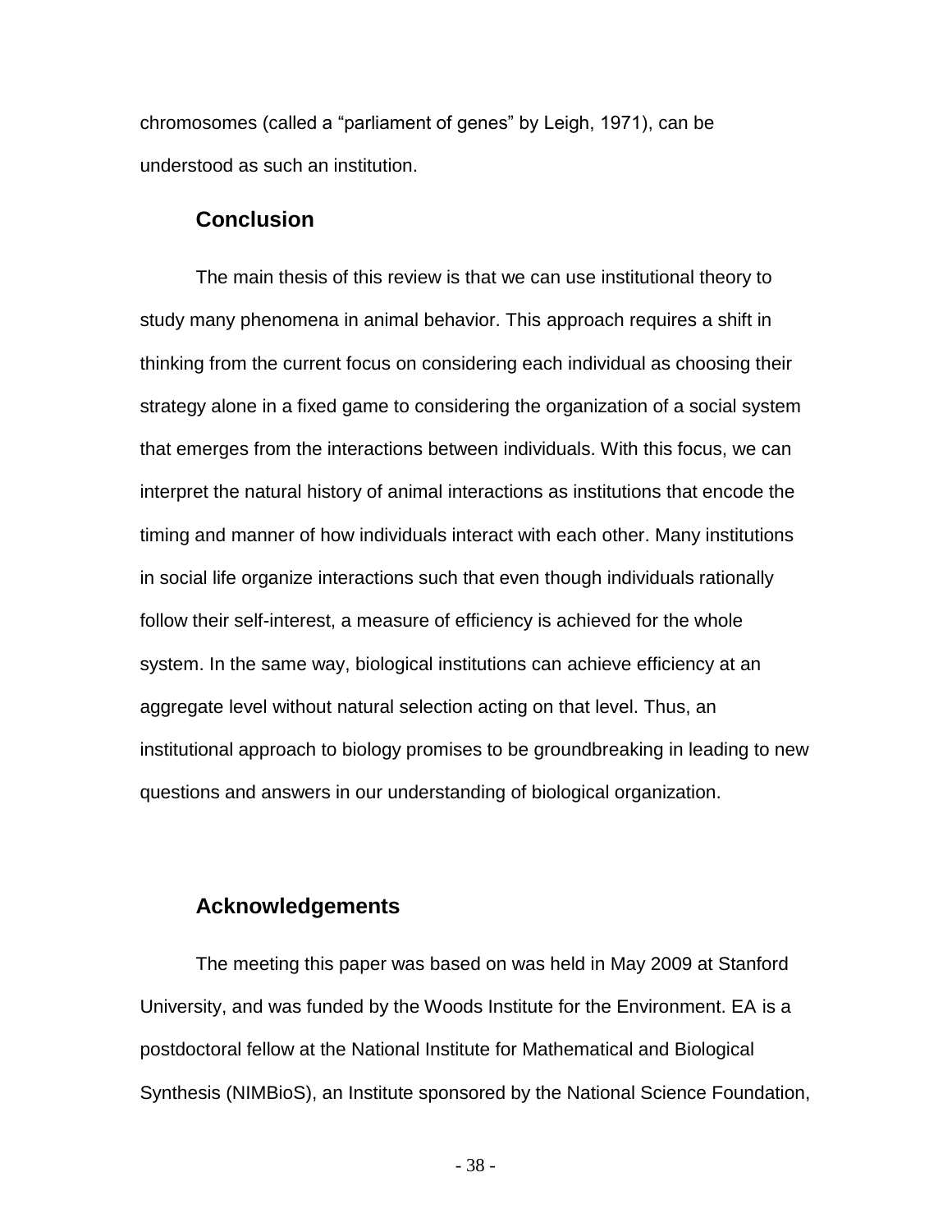chromosomes (called a "parliament of genes" by Leigh, 1971), can be understood as such an institution.

## Conclusion

The main thesis of this review is that we can use institutional theory to study many phenomena in animal behavior. This approach requires a shift in thinking from the current focus on considering each individual as choosing their strategy alone in a fixed game to considering the organization of a social system that emerges from the interactions between individuals. With this focus, we can interpret the natural history of animal interactions as institutions that encode the timing and manner of how individuals interact with each other. Many institutions in social life organize interactions such that even though individuals rationally follow their self-interest, a measure of efficiency is achieved for the whole system. In the same way, biological institutions can achieve efficiency at an aggregate level without natural selection acting on that level. Thus, an institutional approach to biology promises to be groundbreaking in leading to new questions and answers in our understanding of biological organization.

## Acknowledgements

The meeting this paper was based on was held in May 2009 at Stanford University, and was funded by the Woods Institute for the Environment. EA is a postdoctoral fellow at the National Institute for Mathematical and Biological Synthesis (NIMBioS), an Institute sponsored by the National Science Foundation,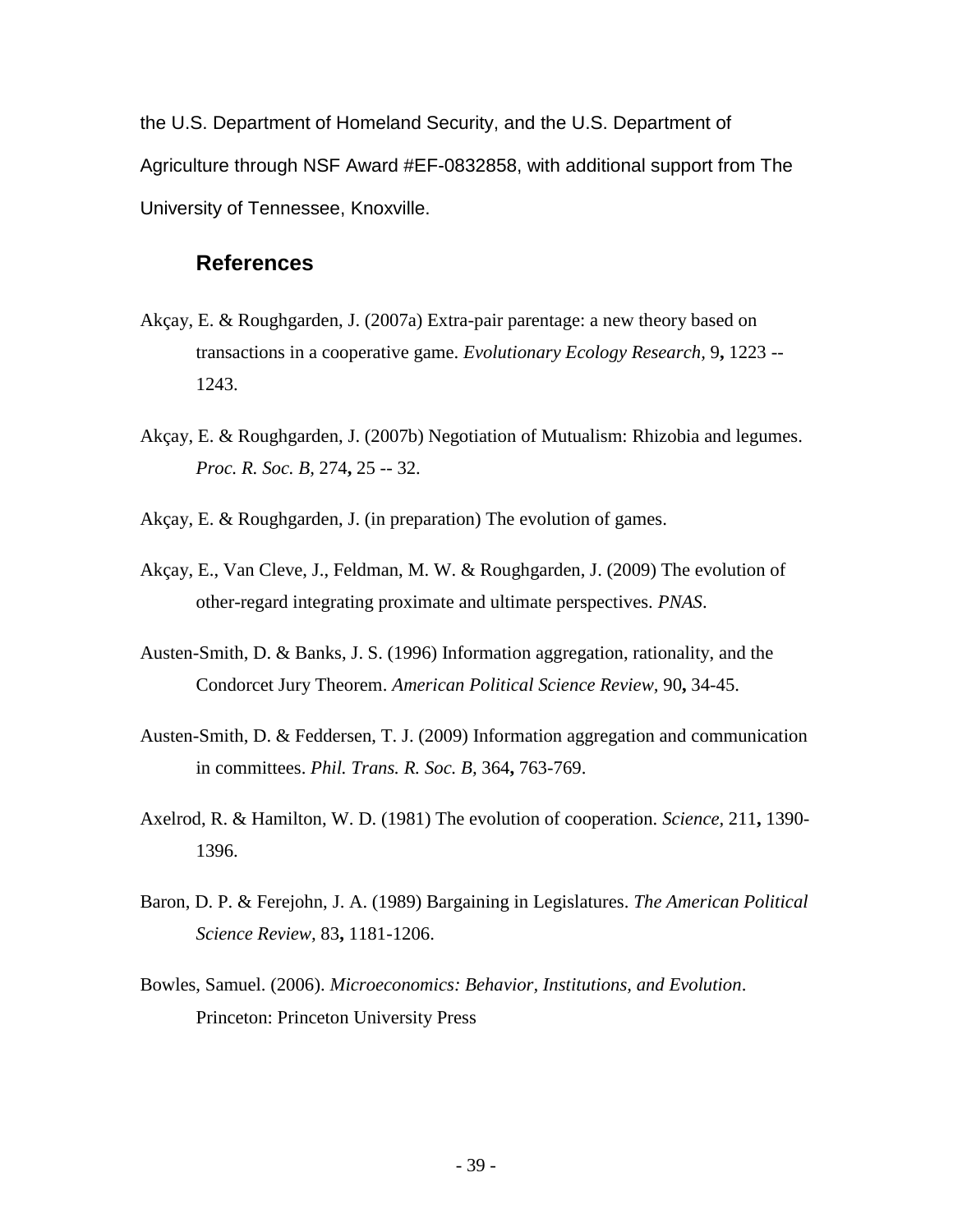the U.S. Department of Homeland Security, and the U.S. Department of Agriculture through NSF Award #EF-0832858, with additional support from The University of Tennessee, Knoxville.

## References

Akçay, E. & Roughgarden, J. (2007a) Extra-pair parentage: a new theory based on transactions in a cooperative game. *Evolutionary Ecology Research,* 9**,** 1223 -- 1243.

Akçay, E. & Roughgarden, J. (2007b) Negotiation of Mutualism: Rhizobia and legumes. *Proc. R. Soc. B,* 274**,** 25 -- 32.

Akçay, E. & Roughgarden, J. (in preparation) The evolution of games.

Akçay, E., Van Cleve, J., Feldman, M. W. & Roughgarden, J. (2009) The evolution of other-regard integrating proximate and ultimate perspectives. *PNAS*.

Austen-Smith, D. & Banks, J. S. (1996) Information aggregation, rationality, and the Condorcet Jury Theorem. *American Political Science Review,* 90**,** 34-45.

Austen-Smith, D. & Feddersen, T. J. (2009) Information aggregation and communication in committees. *Phil. Trans. R. Soc. B,* 364**,** 763-769.

Axelrod, R. & Hamilton, W. D. (1981) The evolution of cooperation. *Science,* 211**,** 1390-1396.

Baron, D. P. & Ferejohn, J. A. (1989) Bargaining in Legislatures. *The American Political Science Review,* 83**,** 1181-1206.

Bowles, Samuel. (2006). *Microeconomics: Behavior, Institutions, and Evolution*. Princeton: Princeton University Press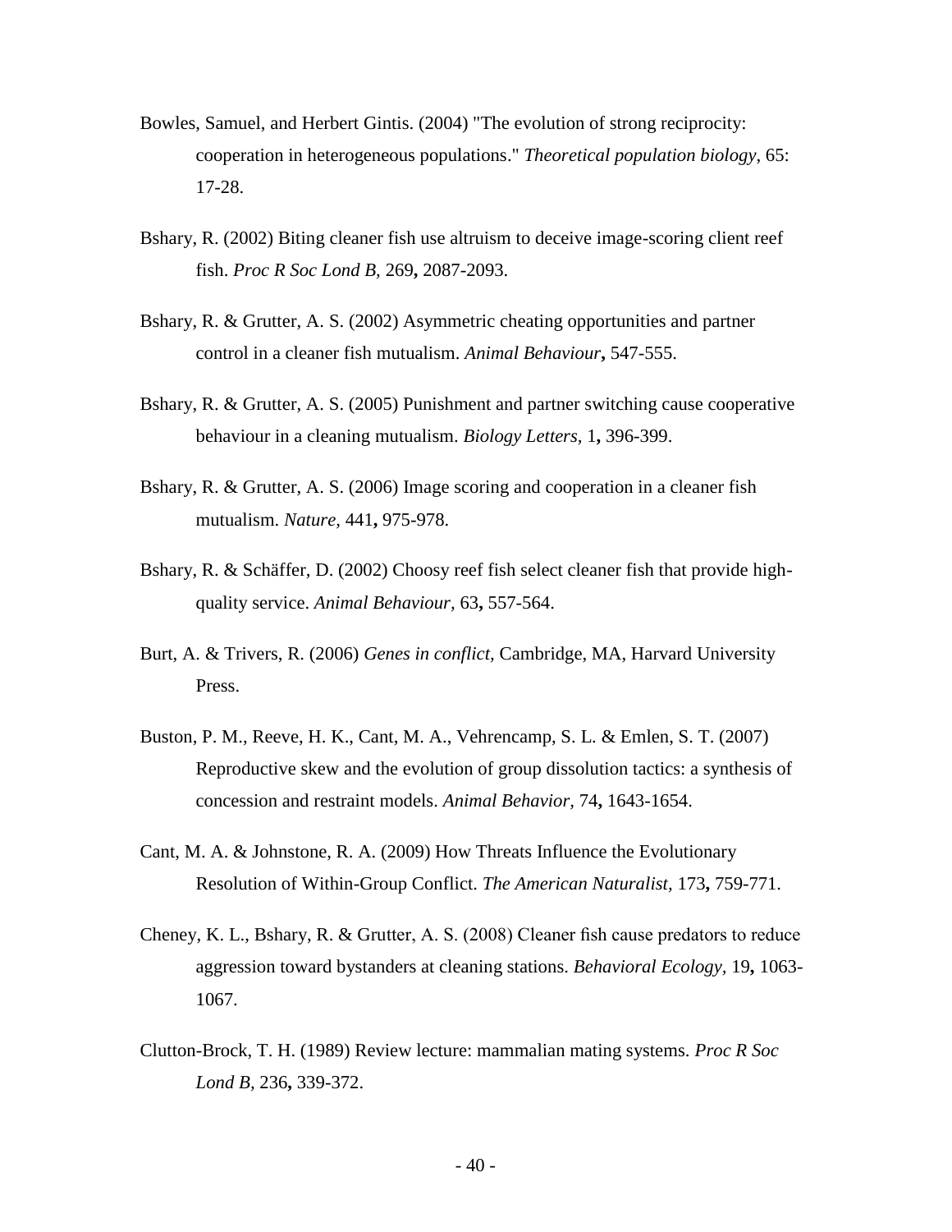Bowles, Samuel, and Herbert Gintis. (2004) "The evolution of strong reciprocity: cooperation in heterogeneous populations." *Theoretical population biology*, 65: 17-28.

Bshary, R. (2002) Biting cleaner fish use altruism to deceive image-scoring client reef fish. *Proc R Soc Lond B,* 269**,** 2087-2093.

Bshary, R. & Grutter, A. S. (2002) Asymmetric cheating opportunities and partner control in a cleaner fish mutualism. *Animal Behaviour***,** 547-555.

Bshary, R. & Grutter, A. S. (2005) Punishment and partner switching cause cooperative behaviour in a cleaning mutualism. *Biology Letters,* 1**,** 396-399.

Bshary, R. & Grutter, A. S. (2006) Image scoring and cooperation in a cleaner fish mutualism. *Nature,* 441**,** 975-978.

Bshary, R. & Schäffer, D. (2002) Choosy reef fish select cleaner fish that provide high-quality service. *Animal Behaviour,* 63**,** 557-564.

Burt, A. & Trivers, R. (2006) *Genes in conflict,* Cambridge, MA, Harvard University Press.

Buston, P. M., Reeve, H. K., Cant, M. A., Vehrencamp, S. L. & Emlen, S. T. (2007) Reproductive skew and the evolution of group dissolution tactics: a synthesis of concession and restraint models. *Animal Behavior,* 74**,** 1643-1654.

Cant, M. A. & Johnstone, R. A. (2009) How Threats Influence the Evolutionary Resolution of Within-Group Conflict. *The American Naturalist,* 173**,** 759-771.

Cheney, K. L., Bshary, R. & Grutter, A. S. (2008) Cleaner fish cause predators to reduce aggression toward bystanders at cleaning stations. *Behavioral Ecology,* 19**,** 1063-1067.

Clutton-Brock, T. H. (1989) Review lecture: mammalian mating systems. *Proc R Soc Lond B,* 236**,** 339-372.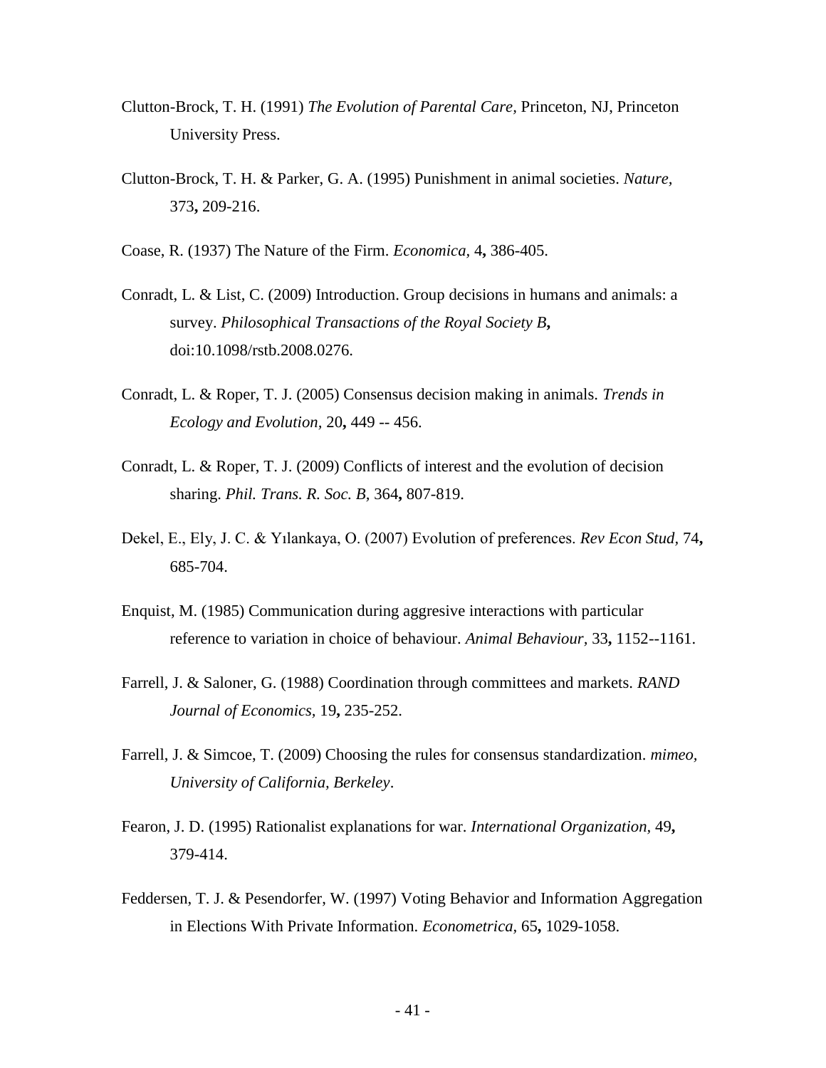Clutton-Brock, T. H. (1991) *The Evolution of Parental Care,* Princeton, NJ, Princeton University Press.

Clutton-Brock, T. H. & Parker, G. A. (1995) Punishment in animal societies. *Nature,* 373**,** 209-216.

Coase, R. (1937) The Nature of the Firm. *Economica,* 4**,** 386-405.

Conradt, L. & List, C. (2009) Introduction. Group decisions in humans and animals: a survey. *Philosophical Transactions of the Royal Society B***,** doi:10.1098/rstb.2008.0276.

Conradt, L. & Roper, T. J. (2005) Consensus decision making in animals. *Trends in Ecology and Evolution,* 20**,** 449 -- 456.

Conradt, L. & Roper, T. J. (2009) Conflicts of interest and the evolution of decision sharing. *Phil. Trans. R. Soc. B,* 364**,** 807-819.

Dekel, E., Ely, J. C. & Yılankaya, O. (2007) Evolution of preferences. *Rev Econ Stud,* 74**,** 685-704.

Enquist, M. (1985) Communication during aggresive interactions with particular reference to variation in choice of behaviour. *Animal Behaviour,* 33**,** 1152--1161.

Farrell, J. & Saloner, G. (1988) Coordination through committees and markets. *RAND Journal of Economics,* 19**,** 235-252.

Farrell, J. & Simcoe, T. (2009) Choosing the rules for consensus standardization. *mimeo, University of California, Berkeley*.

Fearon, J. D. (1995) Rationalist explanations for war. *International Organization,* 49**,** 379-414.

Feddersen, T. J. & Pesendorfer, W. (1997) Voting Behavior and Information Aggregation in Elections With Private Information. *Econometrica,* 65**,** 1029-1058.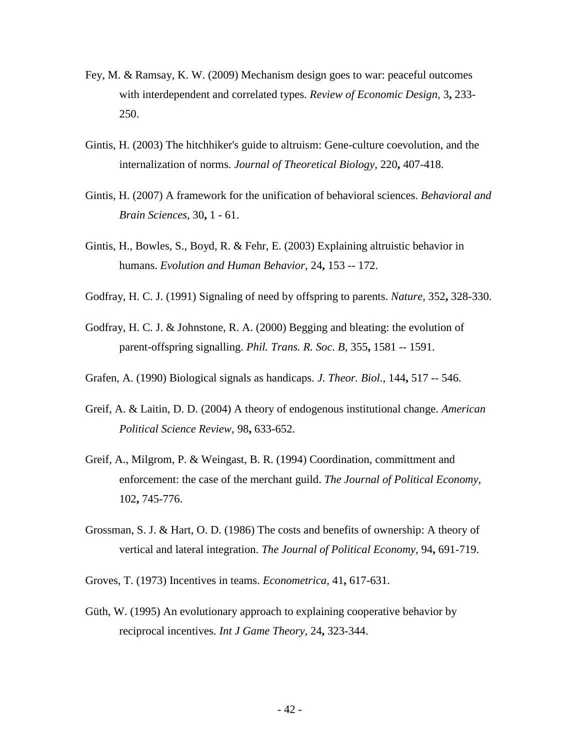Fey, M. & Ramsay, K. W. (2009) Mechanism design goes to war: peaceful outcomes with interdependent and correlated types. *Review of Economic Design,* 3**,** 233-250.

Gintis, H. (2003) The hitchhiker's guide to altruism: Gene-culture coevolution, and the internalization of norms. *Journal of Theoretical Biology,* 220**,** 407-418.

Gintis, H. (2007) A framework for the unification of behavioral sciences. *Behavioral and Brain Sciences,* 30**,** 1 - 61.

Gintis, H., Bowles, S., Boyd, R. & Fehr, E. (2003) Explaining altruistic behavior in humans. *Evolution and Human Behavior,* 24**,** 153 -- 172.

Godfray, H. C. J. (1991) Signaling of need by offspring to parents. *Nature,* 352**,** 328-330.

Godfray, H. C. J. & Johnstone, R. A. (2000) Begging and bleating: the evolution of parent-offspring signalling. *Phil. Trans. R. Soc. B,* 355**,** 1581 -- 1591.

Grafen, A. (1990) Biological signals as handicaps. *J. Theor. Biol.,* 144**,** 517 -- 546.

Greif, A. & Laitin, D. D. (2004) A theory of endogenous institutional change. *American Political Science Review,* 98**,** 633-652.

Greif, A., Milgrom, P. & Weingast, B. R. (1994) Coordination, committment and enforcement: the case of the merchant guild. *The Journal of Political Economy,* 102**,** 745-776.

Grossman, S. J. & Hart, O. D. (1986) The costs and benefits of ownership: A theory of vertical and lateral integration. *The Journal of Political Economy,* 94**,** 691-719.

Groves, T. (1973) Incentives in teams. *Econometrica,* 41**,** 617-631.

Güth, W. (1995) An evolutionary approach to explaining cooperative behavior by reciprocal incentives. *Int J Game Theory,* 24**,** 323-344.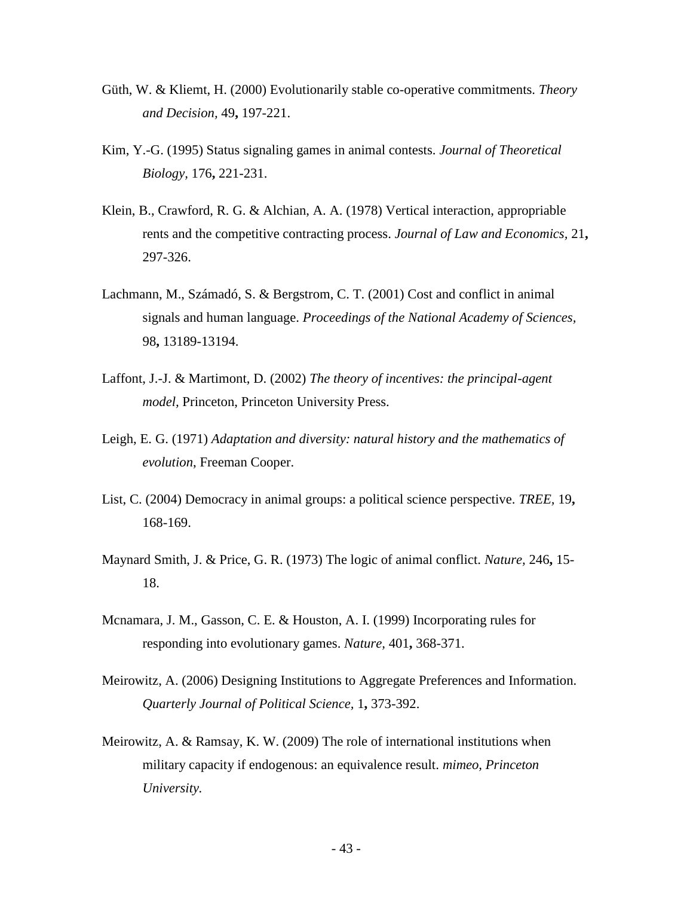Güth, W. & Kliemt, H. (2000) Evolutionarily stable co-operative commitments. *Theory and Decision,* 49**,** 197-221.

Kim, Y.-G. (1995) Status signaling games in animal contests. *Journal of Theoretical Biology,* 176**,** 221-231.

Klein, B., Crawford, R. G. & Alchian, A. A. (1978) Vertical interaction, appropriable rents and the competitive contracting process. *Journal of Law and Economics,* 21**,** 297-326.

Lachmann, M., Számadó, S. & Bergstrom, C. T. (2001) Cost and conflict in animal signals and human language. *Proceedings of the National Academy of Sciences,* 98**,** 13189-13194.

Laffont, J.-J. & Martimont, D. (2002) *The theory of incentives: the principal-agent model,* Princeton, Princeton University Press.

Leigh, E. G. (1971) *Adaptation and diversity: natural history and the mathematics of evolution*, Freeman Cooper.

List, C. (2004) Democracy in animal groups: a political science perspective. *TREE,* 19**,** 168-169.

Maynard Smith, J. & Price, G. R. (1973) The logic of animal conflict. *Nature,* 246**,** 15-18.

Mcnamara, J. M., Gasson, C. E. & Houston, A. I. (1999) Incorporating rules for responding into evolutionary games. *Nature,* 401**,** 368-371.

Meirowitz, A. (2006) Designing Institutions to Aggregate Preferences and Information. *Quarterly Journal of Political Science,* 1**,** 373-392.

Meirowitz, A. & Ramsay, K. W. (2009) The role of international institutions when military capacity if endogenous: an equivalence result. *mimeo, Princeton University.*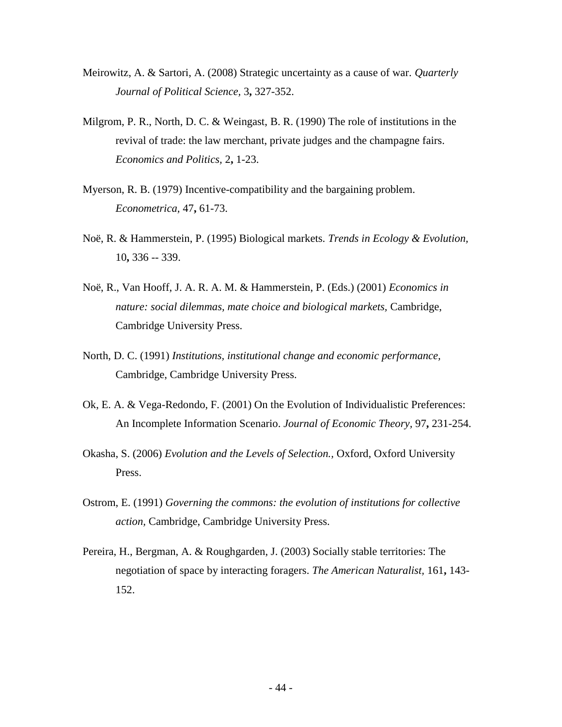Meirowitz, A. & Sartori, A. (2008) Strategic uncertainty as a cause of war. *Quarterly Journal of Political Science,* 3**,** 327-352.

Milgrom, P. R., North, D. C. & Weingast, B. R. (1990) The role of institutions in the revival of trade: the law merchant, private judges and the champagne fairs. *Economics and Politics,* 2**,** 1-23.

Myerson, R. B. (1979) Incentive-compatibility and the bargaining problem. *Econometrica,* 47**,** 61-73.

Noë, R. & Hammerstein, P. (1995) Biological markets. *Trends in Ecology & Evolution,* 10**,** 336 -- 339.

Noë, R., Van Hooff, J. A. R. A. M. & Hammerstein, P. (Eds.) (2001) *Economics in nature: social dilemmas, mate choice and biological markets,* Cambridge, Cambridge University Press.

North, D. C. (1991) *Institutions, institutional change and economic performance,* Cambridge, Cambridge University Press.

Ok, E. A. & Vega-Redondo, F. (2001) On the Evolution of Individualistic Preferences: An Incomplete Information Scenario. *Journal of Economic Theory,* 97**,** 231-254.

Okasha, S. (2006) *Evolution and the Levels of Selection.,* Oxford, Oxford University Press.

Ostrom, E. (1991) *Governing the commons: the evolution of institutions for collective action,* Cambridge, Cambridge University Press.

Pereira, H., Bergman, A. & Roughgarden, J. (2003) Socially stable territories: The negotiation of space by interacting foragers. *The American Naturalist,* 161**,** 143-152.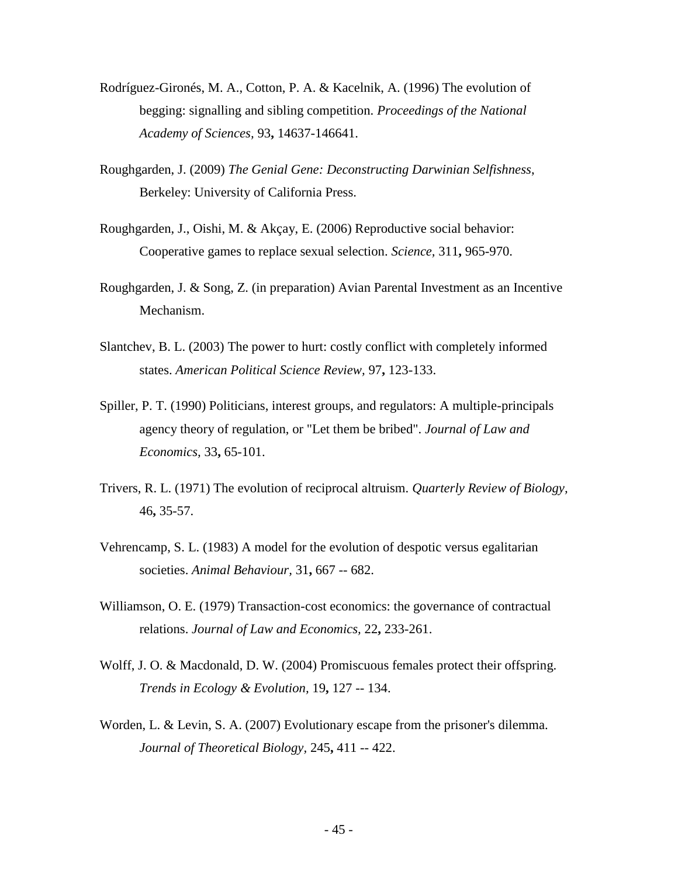Rodríguez-Gironés, M. A., Cotton, P. A. & Kacelnik, A. (1996) The evolution of begging: signalling and sibling competition. *Proceedings of the National Academy of Sciences,* 93**,** 14637-146641.

Roughgarden, J. (2009) *The Genial Gene: Deconstructing Darwinian Selfishness*, Berkeley: University of California Press.

Roughgarden, J., Oishi, M. & Akçay, E. (2006) Reproductive social behavior: Cooperative games to replace sexual selection. *Science,* 311**,** 965-970.

Roughgarden, J. & Song, Z. (in preparation) Avian Parental Investment as an Incentive Mechanism.

Slantchev, B. L. (2003) The power to hurt: costly conflict with completely informed states. *American Political Science Review,* 97**,** 123-133.

Spiller, P. T. (1990) Politicians, interest groups, and regulators: A multiple-principals agency theory of regulation, or "Let them be bribed". *Journal of Law and Economics,* 33**,** 65-101.

Trivers, R. L. (1971) The evolution of reciprocal altruism. *Quarterly Review of Biology,* 46**,** 35-57.

Vehrencamp, S. L. (1983) A model for the evolution of despotic versus egalitarian societies. *Animal Behaviour,* 31**,** 667 -- 682.

Williamson, O. E. (1979) Transaction-cost economics: the governance of contractual relations. *Journal of Law and Economics,* 22**,** 233-261.

Wolff, J. O. & Macdonald, D. W. (2004) Promiscuous females protect their offspring. *Trends in Ecology & Evolution,* 19**,** 127 -- 134.

Worden, L. & Levin, S. A. (2007) Evolutionary escape from the prisoner's dilemma. *Journal of Theoretical Biology,* 245**,** 411 -- 422.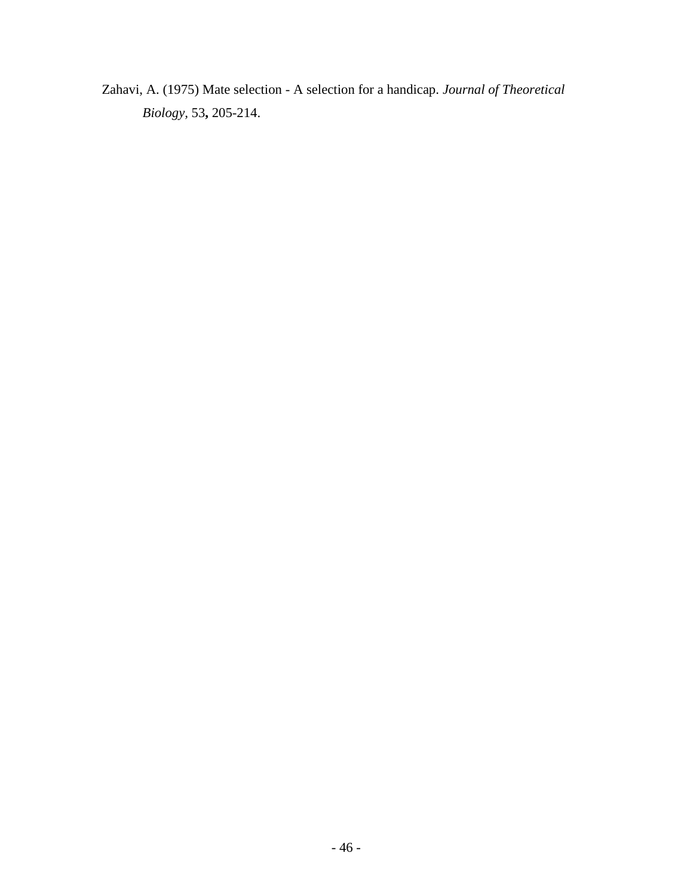Zahavi, A. (1975) Mate selection - A selection for a handicap. *Journal of Theoretical Biology,* 53**,** 205-214.